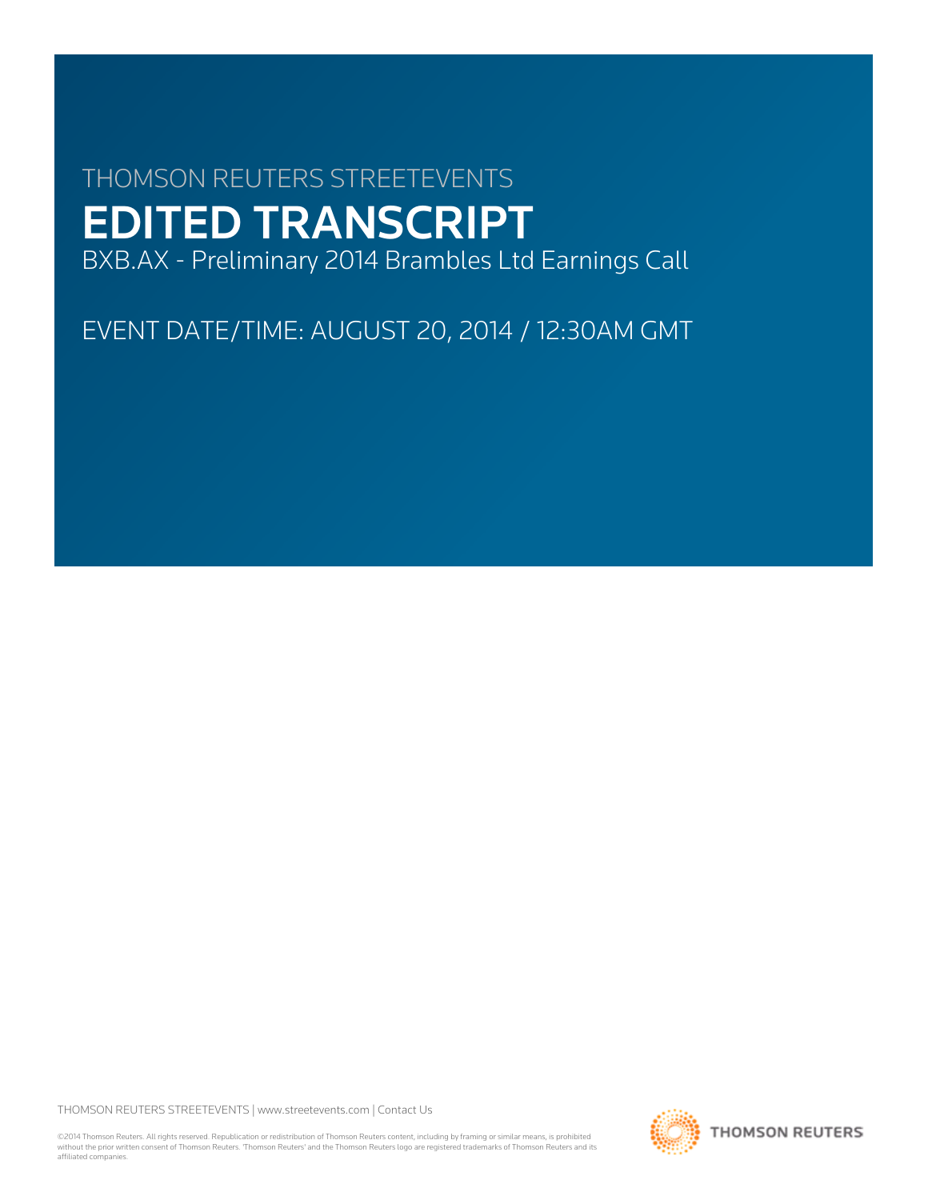THOMSON REUTERS STREETEVENTS

# EDITED TRANSCRIPT

BXB.AX - Preliminary 2014 Brambles Ltd Earnings Call

EVENT DATE/TIME: AUGUST 20, 2014 / 12:30AM GMT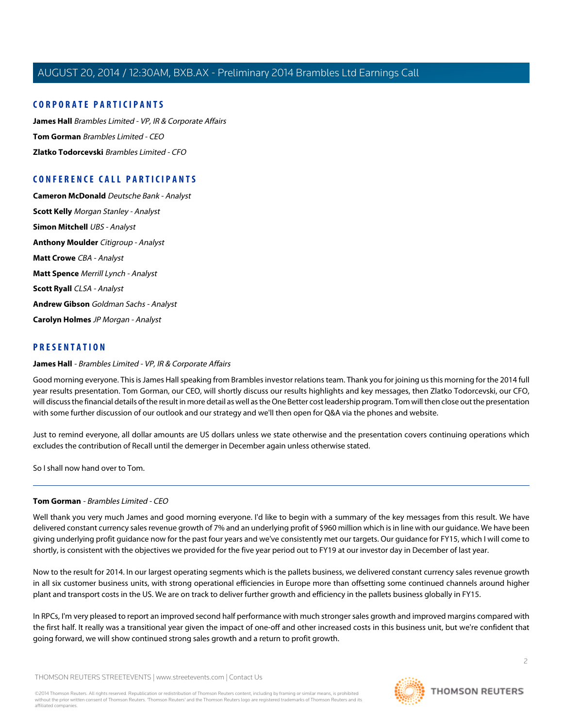## CORPORATE PARTICIPANTS

**James Hall** *Brambles Limited - VP, IR & Corporate Affairs*

**Tom Gorman** *Brambles Limited - CEO*

**Zlatko Todorcevski** *Brambles Limited - CFO*

## CONFERENCE CALL PARTICIPANTS

**Cameron McDonald** *Deutsche Bank - Analyst*

**Scott Kelly** *Morgan Stanley - Analyst*

**Simon Mitchell** *UBS - Analyst*

**Anthony Moulder** *Citigroup - Analyst*

**Matt Crowe** *CBA - Analyst*

**Matt Spence** *Merrill Lynch - Analyst*

**Scott Ryall** *CLSA - Analyst*

**Andrew Gibson** *Goldman Sachs - Analyst*

**Carolyn Holmes** *JP Morgan - Analyst*

## PRESENTATION

**James Hall** - *Brambles Limited - VP, IR & Corporate Affairs*

Good morning everyone. This is James Hall speaking from Brambles investor relations team. Thank you for joining us this morning for the 2014 full year results presentation. Tom Gorman, our CEO, will shortly discuss our results highlights and key messages, then Zlatko Todorcevski, our CFO, will discuss the financial details of the result in more detail as well as the One Better cost leadership program. Tom will then close out the presentation with some further discussion of our outlook and our strategy and we'll then open for Q&A via the phones and website.

Just to remind everyone, all dollar amounts are US dollars unless we state otherwise and the presentation covers continuing operations which excludes the contribution of Recall until the demerger in December again unless otherwise stated.

So I shall now hand over to Tom.

---

**Tom Gorman** - *Brambles Limited - CEO*

Well thank you very much James and good morning everyone. I'd like to begin with a summary of the key messages from this result. We have delivered constant currency sales revenue growth of 7% and an underlying profit of $960 million which is in line with our guidance. We have been giving underlying profit guidance now for the past four years and we've consistently met our targets. Our guidance for FY15, which I will come to shortly, is consistent with the objectives we provided for the five year period out to FY19 at our investor day in December of last year.

Now to the result for 2014. In our largest operating segments which is the pallets business, we delivered constant currency sales revenue growth in all six customer business units, with strong operational efficiencies in Europe more than offsetting some continued channels around higher plant and transport costs in the US. We are on track to deliver further growth and efficiency in the pallets business globally in FY15.

In RPCs, I'm very pleased to report an improved second half performance with much stronger sales growth and improved margins compared with the first half. It really was a transitional year given the impact of one-off and other increased costs in this business unit, but we're confident that going forward, we will show continued strong sales growth and a return to profit growth.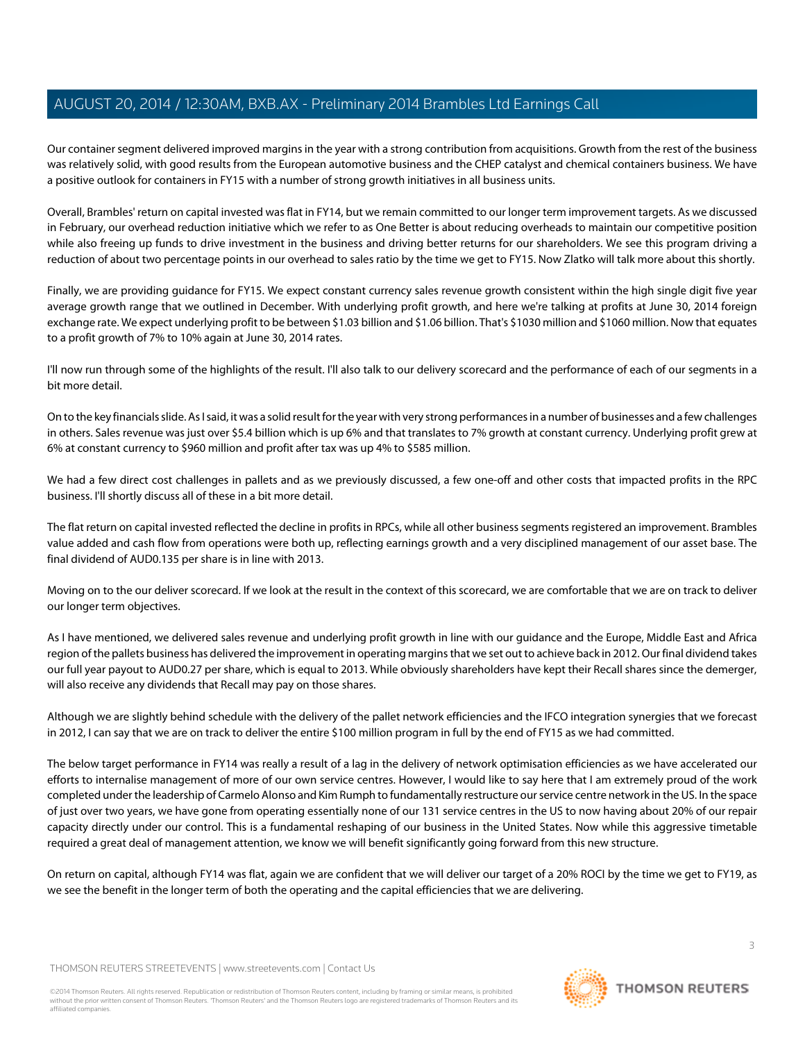Our container segment delivered improved margins in the year with a strong contribution from acquisitions. Growth from the rest of the business was relatively solid, with good results from the European automotive business and the CHEP catalyst and chemical containers business. We have a positive outlook for containers in FY15 with a number of strong growth initiatives in all business units.

Overall, Brambles' return on capital invested was flat in FY14, but we remain committed to our longer term improvement targets. As we discussed in February, our overhead reduction initiative which we refer to as One Better is about reducing overheads to maintain our competitive position while also freeing up funds to drive investment in the business and driving better returns for our shareholders. We see this program driving a reduction of about two percentage points in our overhead to sales ratio by the time we get to FY15. Now Zlatko will talk more about this shortly.

Finally, we are providing guidance for FY15. We expect constant currency sales revenue growth consistent within the high single digit five year average growth range that we outlined in December. With underlying profit growth, and here we're talking at profits at June 30, 2014 foreign exchange rate. We expect underlying profit to be between $1.03 billion and $1.06 billion. That's $1030 million and $1060 million. Now that equates to a profit growth of 7% to 10% again at June 30, 2014 rates.

I'll now run through some of the highlights of the result. I'll also talk to our delivery scorecard and the performance of each of our segments in a bit more detail.

On to the key financials slide. As I said, it was a solid result for the year with very strong performances in a number of businesses and a few challenges in others. Sales revenue was just over $5.4 billion which is up 6% and that translates to 7% growth at constant currency. Underlying profit grew at 6% at constant currency to $960 million and profit after tax was up 4% to $585 million.

We had a few direct cost challenges in pallets and as we previously discussed, a few one-off and other costs that impacted profits in the RPC business. I'll shortly discuss all of these in a bit more detail.

The flat return on capital invested reflected the decline in profits in RPCs, while all other business segments registered an improvement. Brambles value added and cash flow from operations were both up, reflecting earnings growth and a very disciplined management of our asset base. The final dividend of AUD0.135 per share is in line with 2013.

Moving on to the our deliver scorecard. If we look at the result in the context of this scorecard, we are comfortable that we are on track to deliver our longer term objectives.

As I have mentioned, we delivered sales revenue and underlying profit growth in line with our guidance and the Europe, Middle East and Africa region of the pallets business has delivered the improvement in operating margins that we set out to achieve back in 2012. Our final dividend takes our full year payout to AUD0.27 per share, which is equal to 2013. While obviously shareholders have kept their Recall shares since the demerger, will also receive any dividends that Recall may pay on those shares.

Although we are slightly behind schedule with the delivery of the pallet network efficiencies and the IFCO integration synergies that we forecast in 2012, I can say that we are on track to deliver the entire $100 million program in full by the end of FY15 as we had committed.

The below target performance in FY14 was really a result of a lag in the delivery of network optimisation efficiencies as we have accelerated our efforts to internalise management of more of our own service centres. However, I would like to say here that I am extremely proud of the work completed under the leadership of Carmelo Alonso and Kim Rumph to fundamentally restructure our service centre network in the US. In the space of just over two years, we have gone from operating essentially none of our 131 service centres in the US to now having about 20% of our repair capacity directly under our control. This is a fundamental reshaping of our business in the United States. Now while this aggressive timetable required a great deal of management attention, we know we will benefit significantly going forward from this new structure.

On return on capital, although FY14 was flat, again we are confident that we will deliver our target of a 20% ROCI by the time we get to FY19, as we see the benefit in the longer term of both the operating and the capital efficiencies that we are delivering.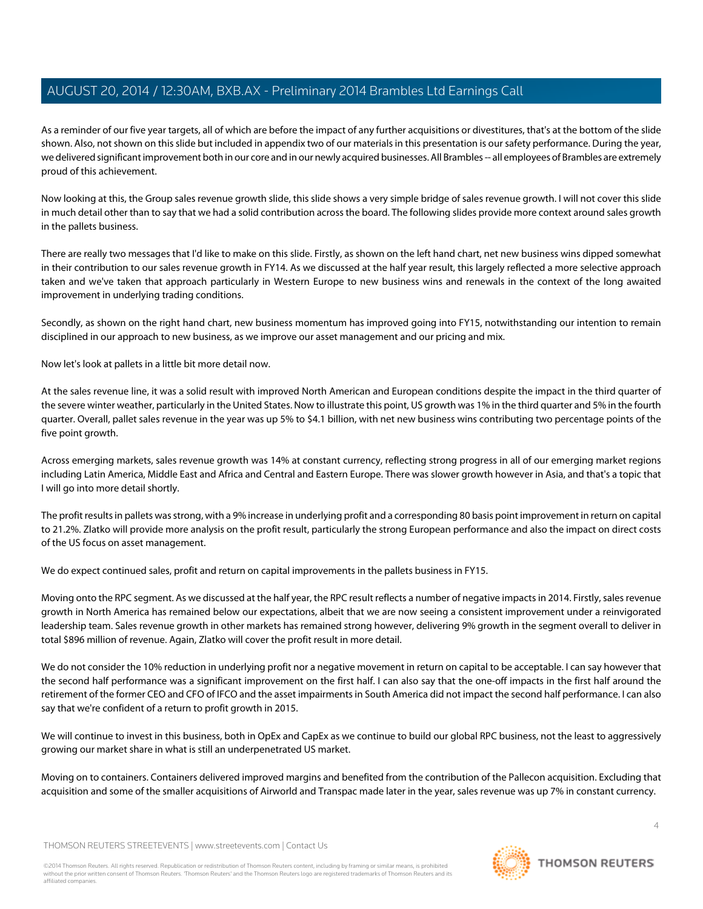As a reminder of our five year targets, all of which are before the impact of any further acquisitions or divestitures, that's at the bottom of the slide shown. Also, not shown on this slide but included in appendix two of our materials in this presentation is our safety performance. During the year, we delivered significant improvement both in our core and in our newly acquired businesses. All Brambles -- all employees of Brambles are extremely proud of this achievement.

Now looking at this, the Group sales revenue growth slide, this slide shows a very simple bridge of sales revenue growth. I will not cover this slide in much detail other than to say that we had a solid contribution across the board. The following slides provide more context around sales growth in the pallets business.

There are really two messages that I'd like to make on this slide. Firstly, as shown on the left hand chart, net new business wins dipped somewhat in their contribution to our sales revenue growth in FY14. As we discussed at the half year result, this largely reflected a more selective approach taken and we've taken that approach particularly in Western Europe to new business wins and renewals in the context of the long awaited improvement in underlying trading conditions.

Secondly, as shown on the right hand chart, new business momentum has improved going into FY15, notwithstanding our intention to remain disciplined in our approach to new business, as we improve our asset management and our pricing and mix.

Now let's look at pallets in a little bit more detail now.

At the sales revenue line, it was a solid result with improved North American and European conditions despite the impact in the third quarter of the severe winter weather, particularly in the United States. Now to illustrate this point, US growth was 1% in the third quarter and 5% in the fourth quarter. Overall, pallet sales revenue in the year was up 5% to $4.1 billion, with net new business wins contributing two percentage points of the five point growth.

Across emerging markets, sales revenue growth was 14% at constant currency, reflecting strong progress in all of our emerging market regions including Latin America, Middle East and Africa and Central and Eastern Europe. There was slower growth however in Asia, and that's a topic that I will go into more detail shortly.

The profit results in pallets was strong, with a 9% increase in underlying profit and a corresponding 80 basis point improvement in return on capital to 21.2%. Zlatko will provide more analysis on the profit result, particularly the strong European performance and also the impact on direct costs of the US focus on asset management.

We do expect continued sales, profit and return on capital improvements in the pallets business in FY15.

Moving onto the RPC segment. As we discussed at the half year, the RPC result reflects a number of negative impacts in 2014. Firstly, sales revenue growth in North America has remained below our expectations, albeit that we are now seeing a consistent improvement under a reinvigorated leadership team. Sales revenue growth in other markets has remained strong however, delivering 9% growth in the segment overall to deliver in total $896 million of revenue. Again, Zlatko will cover the profit result in more detail.

We do not consider the 10% reduction in underlying profit nor a negative movement in return on capital to be acceptable. I can say however that the second half performance was a significant improvement on the first half. I can also say that the one-off impacts in the first half around the retirement of the former CEO and CFO of IFCO and the asset impairments in South America did not impact the second half performance. I can also say that we're confident of a return to profit growth in 2015.

We will continue to invest in this business, both in OpEx and CapEx as we continue to build our global RPC business, not the least to aggressively growing our market share in what is still an underpenetrated US market.

Moving on to containers. Containers delivered improved margins and benefited from the contribution of the Pallecon acquisition. Excluding that acquisition and some of the smaller acquisitions of Airworld and Transpac made later in the year, sales revenue was up 7% in constant currency.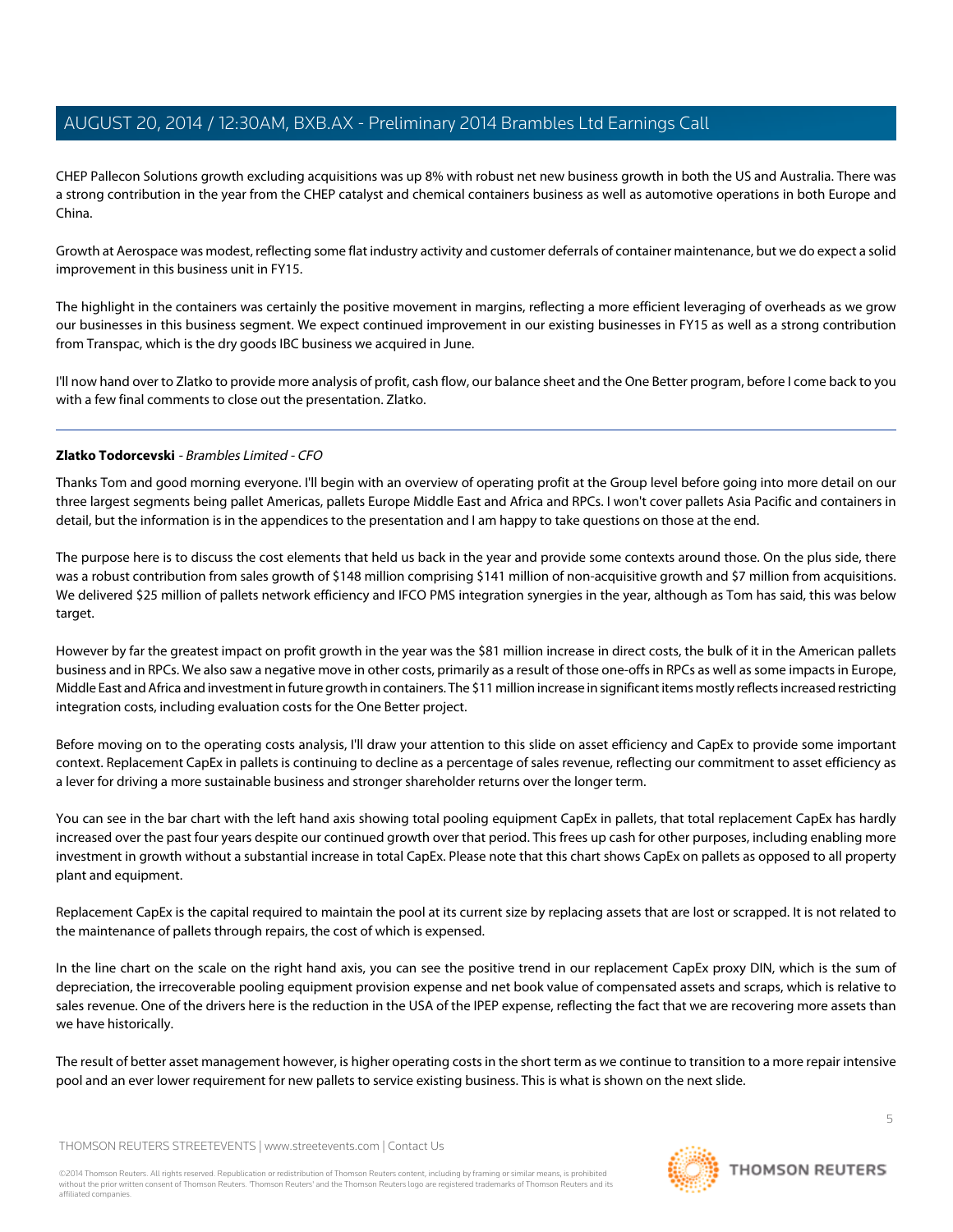CHEP Pallecon Solutions growth excluding acquisitions was up 8% with robust net new business growth in both the US and Australia. There was a strong contribution in the year from the CHEP catalyst and chemical containers business as well as automotive operations in both Europe and China.

Growth at Aerospace was modest, reflecting some flat industry activity and customer deferrals of container maintenance, but we do expect a solid improvement in this business unit in FY15.

The highlight in the containers was certainly the positive movement in margins, reflecting a more efficient leveraging of overheads as we grow our businesses in this business segment. We expect continued improvement in our existing businesses in FY15 as well as a strong contribution from Transpac, which is the dry goods IBC business we acquired in June.

I'll now hand over to Zlatko to provide more analysis of profit, cash flow, our balance sheet and the One Better program, before I come back to you with a few final comments to close out the presentation. Zlatko.

---

**Zlatko Todorcevski** - *Brambles Limited - CFO*

Thanks Tom and good morning everyone. I'll begin with an overview of operating profit at the Group level before going into more detail on our three largest segments being pallet Americas, pallets Europe Middle East and Africa and RPCs. I won't cover pallets Asia Pacific and containers in detail, but the information is in the appendices to the presentation and I am happy to take questions on those at the end.

The purpose here is to discuss the cost elements that held us back in the year and provide some contexts around those. On the plus side, there was a robust contribution from sales growth of $148 million comprising $141 million of non-acquisitive growth and $7 million from acquisitions. We delivered $25 million of pallets network efficiency and IFCO PMS integration synergies in the year, although as Tom has said, this was below target.

However by far the greatest impact on profit growth in the year was the $81 million increase in direct costs, the bulk of it in the American pallets business and in RPCs. We also saw a negative move in other costs, primarily as a result of those one-offs in RPCs as well as some impacts in Europe, Middle East and Africa and investment in future growth in containers. The $11 million increase in significant items mostly reflects increased restricting integration costs, including evaluation costs for the One Better project.

Before moving on to the operating costs analysis, I'll draw your attention to this slide on asset efficiency and CapEx to provide some important context. Replacement CapEx in pallets is continuing to decline as a percentage of sales revenue, reflecting our commitment to asset efficiency as a lever for driving a more sustainable business and stronger shareholder returns over the longer term.

You can see in the bar chart with the left hand axis showing total pooling equipment CapEx in pallets, that total replacement CapEx has hardly increased over the past four years despite our continued growth over that period. This frees up cash for other purposes, including enabling more investment in growth without a substantial increase in total CapEx. Please note that this chart shows CapEx on pallets as opposed to all property plant and equipment.

Replacement CapEx is the capital required to maintain the pool at its current size by replacing assets that are lost or scrapped. It is not related to the maintenance of pallets through repairs, the cost of which is expensed.

In the line chart on the scale on the right hand axis, you can see the positive trend in our replacement CapEx proxy DIN, which is the sum of depreciation, the irrecoverable pooling equipment provision expense and net book value of compensated assets and scraps, which is relative to sales revenue. One of the drivers here is the reduction in the USA of the IPEP expense, reflecting the fact that we are recovering more assets than we have historically.

The result of better asset management however, is higher operating costs in the short term as we continue to transition to a more repair intensive pool and an ever lower requirement for new pallets to service existing business. This is what is shown on the next slide.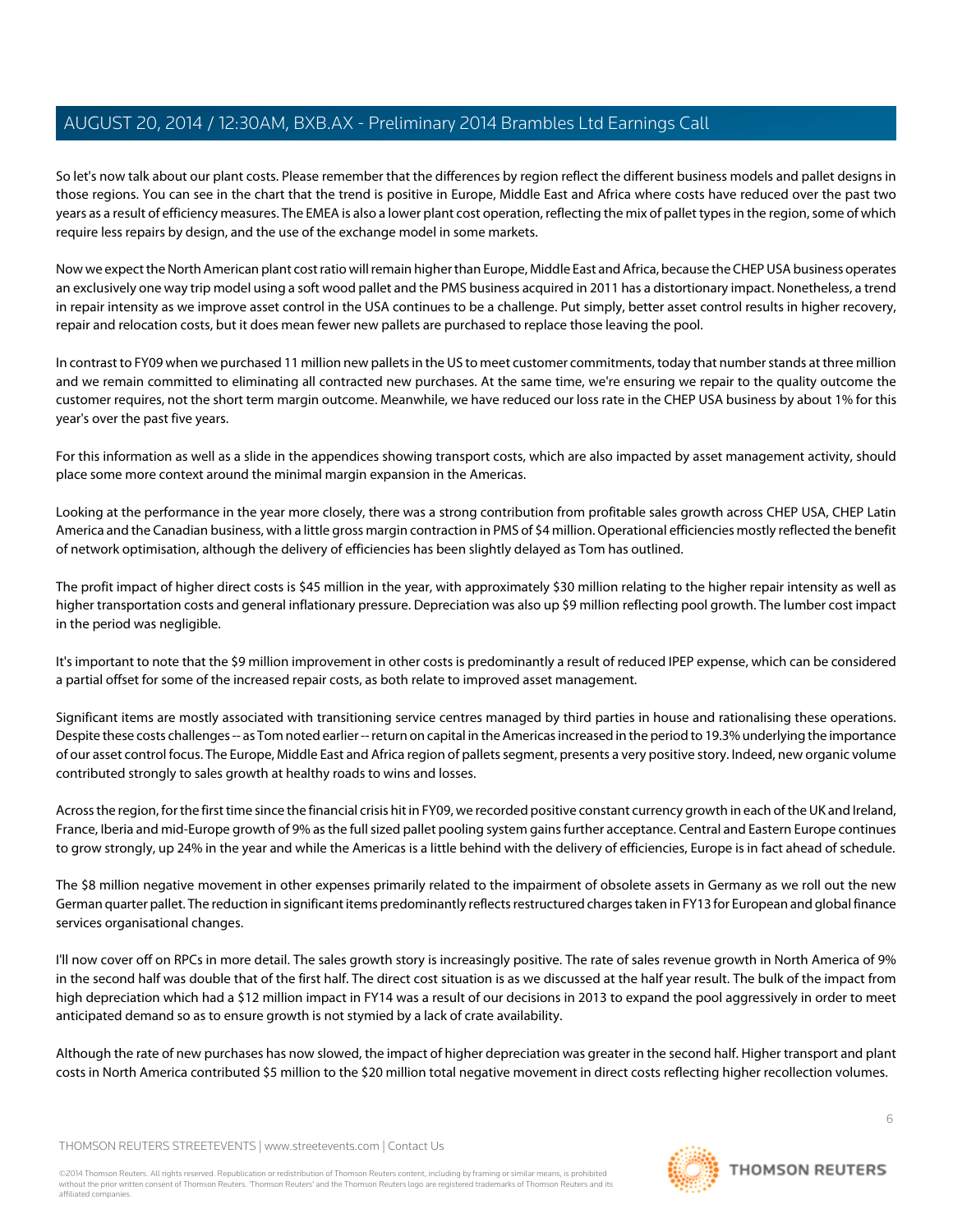So let's now talk about our plant costs. Please remember that the differences by region reflect the different business models and pallet designs in those regions. You can see in the chart that the trend is positive in Europe, Middle East and Africa where costs have reduced over the past two years as a result of efficiency measures. The EMEA is also a lower plant cost operation, reflecting the mix of pallet types in the region, some of which require less repairs by design, and the use of the exchange model in some markets.

Now we expect the North American plant cost ratio will remain higher than Europe, Middle East and Africa, because the CHEP USA business operates an exclusively one way trip model using a soft wood pallet and the PMS business acquired in 2011 has a distortionary impact. Nonetheless, a trend in repair intensity as we improve asset control in the USA continues to be a challenge. Put simply, better asset control results in higher recovery, repair and relocation costs, but it does mean fewer new pallets are purchased to replace those leaving the pool.

In contrast to FY09 when we purchased 11 million new pallets in the US to meet customer commitments, today that number stands at three million and we remain committed to eliminating all contracted new purchases. At the same time, we're ensuring we repair to the quality outcome the customer requires, not the short term margin outcome. Meanwhile, we have reduced our loss rate in the CHEP USA business by about 1% for this year's over the past five years.

For this information as well as a slide in the appendices showing transport costs, which are also impacted by asset management activity, should place some more context around the minimal margin expansion in the Americas.

Looking at the performance in the year more closely, there was a strong contribution from profitable sales growth across CHEP USA, CHEP Latin America and the Canadian business, with a little gross margin contraction in PMS of $4 million. Operational efficiencies mostly reflected the benefit of network optimisation, although the delivery of efficiencies has been slightly delayed as Tom has outlined.

The profit impact of higher direct costs is $45 million in the year, with approximately $30 million relating to the higher repair intensity as well as higher transportation costs and general inflationary pressure. Depreciation was also up $9 million reflecting pool growth. The lumber cost impact in the period was negligible.

It's important to note that the $9 million improvement in other costs is predominantly a result of reduced IPEP expense, which can be considered a partial offset for some of the increased repair costs, as both relate to improved asset management.

Significant items are mostly associated with transitioning service centres managed by third parties in house and rationalising these operations. Despite these costs challenges -- as Tom noted earlier -- return on capital in the Americas increased in the period to 19.3% underlying the importance of our asset control focus. The Europe, Middle East and Africa region of pallets segment, presents a very positive story. Indeed, new organic volume contributed strongly to sales growth at healthy roads to wins and losses.

Across the region, for the first time since the financial crisis hit in FY09, we recorded positive constant currency growth in each of the UK and Ireland, France, Iberia and mid-Europe growth of 9% as the full sized pallet pooling system gains further acceptance. Central and Eastern Europe continues to grow strongly, up 24% in the year and while the Americas is a little behind with the delivery of efficiencies, Europe is in fact ahead of schedule.

The $8 million negative movement in other expenses primarily related to the impairment of obsolete assets in Germany as we roll out the new German quarter pallet. The reduction in significant items predominantly reflects restructured charges taken in FY13 for European and global finance services organisational changes.

I'll now cover off on RPCs in more detail. The sales growth story is increasingly positive. The rate of sales revenue growth in North America of 9% in the second half was double that of the first half. The direct cost situation is as we discussed at the half year result. The bulk of the impact from high depreciation which had a $12 million impact in FY14 was a result of our decisions in 2013 to expand the pool aggressively in order to meet anticipated demand so as to ensure growth is not stymied by a lack of crate availability.

Although the rate of new purchases has now slowed, the impact of higher depreciation was greater in the second half. Higher transport and plant costs in North America contributed $5 million to the $20 million total negative movement in direct costs reflecting higher recollection volumes.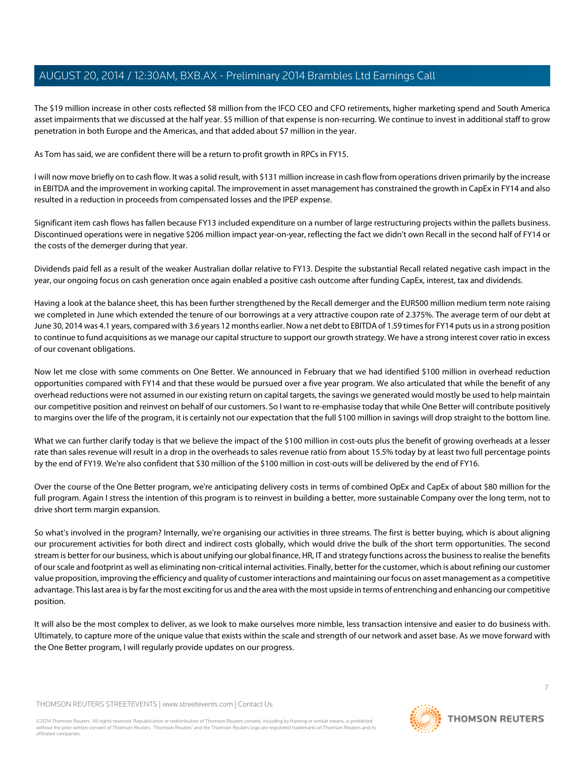The $19 million increase in other costs reflected $8 million from the IFCO CEO and CFO retirements, higher marketing spend and South America asset impairments that we discussed at the half year. $5 million of that expense is non-recurring. We continue to invest in additional staff to grow penetration in both Europe and the Americas, and that added about $7 million in the year.

As Tom has said, we are confident there will be a return to profit growth in RPCs in FY15.

I will now move briefly on to cash flow. It was a solid result, with $131 million increase in cash flow from operations driven primarily by the increase in EBITDA and the improvement in working capital. The improvement in asset management has constrained the growth in CapEx in FY14 and also resulted in a reduction in proceeds from compensated losses and the IPEP expense.

Significant item cash flows has fallen because FY13 included expenditure on a number of large restructuring projects within the pallets business. Discontinued operations were in negative $206 million impact year-on-year, reflecting the fact we didn't own Recall in the second half of FY14 or the costs of the demerger during that year.

Dividends paid fell as a result of the weaker Australian dollar relative to FY13. Despite the substantial Recall related negative cash impact in the year, our ongoing focus on cash generation once again enabled a positive cash outcome after funding CapEx, interest, tax and dividends.

Having a look at the balance sheet, this has been further strengthened by the Recall demerger and the EUR500 million medium term note raising we completed in June which extended the tenure of our borrowings at a very attractive coupon rate of 2.375%. The average term of our debt at June 30, 2014 was 4.1 years, compared with 3.6 years 12 months earlier. Now a net debt to EBITDA of 1.59 times for FY14 puts us in a strong position to continue to fund acquisitions as we manage our capital structure to support our growth strategy. We have a strong interest cover ratio in excess of our covenant obligations.

Now let me close with some comments on One Better. We announced in February that we had identified $100 million in overhead reduction opportunities compared with FY14 and that these would be pursued over a five year program. We also articulated that while the benefit of any overhead reductions were not assumed in our existing return on capital targets, the savings we generated would mostly be used to help maintain our competitive position and reinvest on behalf of our customers. So I want to re-emphasise today that while One Better will contribute positively to margins over the life of the program, it is certainly not our expectation that the full $100 million in savings will drop straight to the bottom line.

What we can further clarify today is that we believe the impact of the $100 million in cost-outs plus the benefit of growing overheads at a lesser rate than sales revenue will result in a drop in the overheads to sales revenue ratio from about 15.5% today by at least two full percentage points by the end of FY19. We're also confident that $30 million of the $100 million in cost-outs will be delivered by the end of FY16.

Over the course of the One Better program, we're anticipating delivery costs in terms of combined OpEx and CapEx of about $80 million for the full program. Again I stress the intention of this program is to reinvest in building a better, more sustainable Company over the long term, not to drive short term margin expansion.

So what's involved in the program? Internally, we're organising our activities in three streams. The first is better buying, which is about aligning our procurement activities for both direct and indirect costs globally, which would drive the bulk of the short term opportunities. The second stream is better for our business, which is about unifying our global finance, HR, IT and strategy functions across the business to realise the benefits of our scale and footprint as well as eliminating non-critical internal activities. Finally, better for the customer, which is about refining our customer value proposition, improving the efficiency and quality of customer interactions and maintaining our focus on asset management as a competitive advantage. This last area is by far the most exciting for us and the area with the most upside in terms of entrenching and enhancing our competitive position.

It will also be the most complex to deliver, as we look to make ourselves more nimble, less transaction intensive and easier to do business with. Ultimately, to capture more of the unique value that exists within the scale and strength of our network and asset base. As we move forward with the One Better program, I will regularly provide updates on our progress.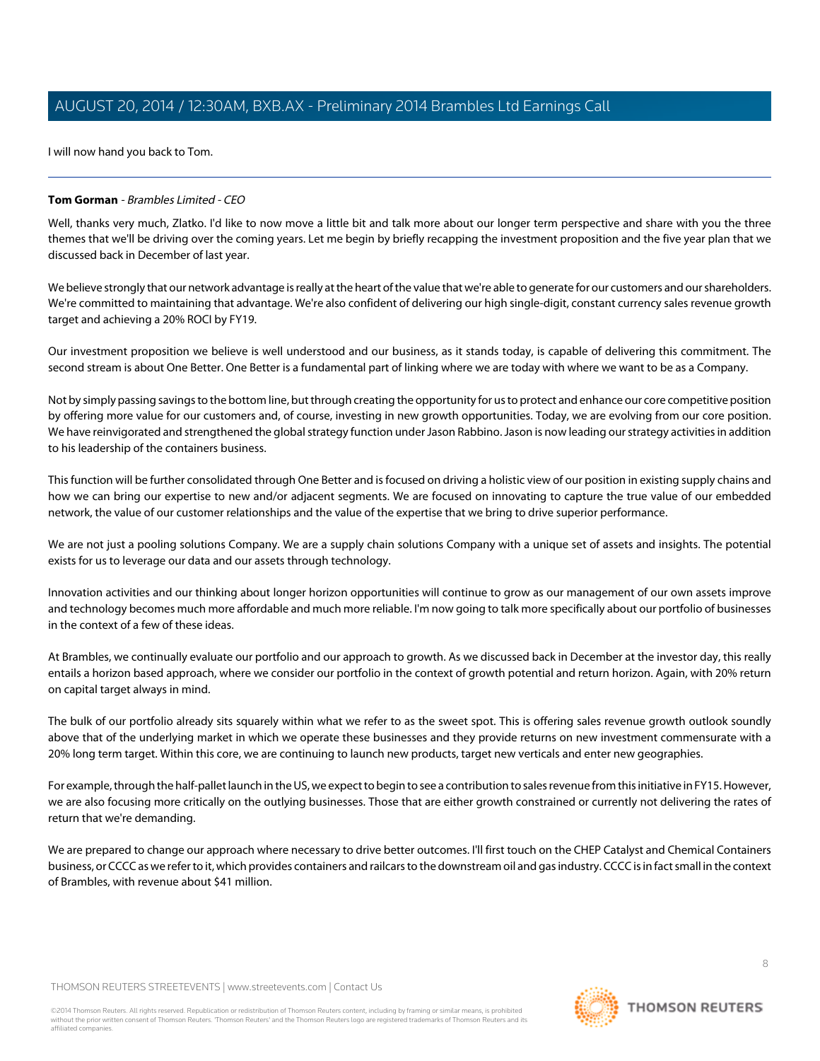I will now hand you back to Tom.

---

**Tom Gorman** - *Brambles Limited - CEO*

Well, thanks very much, Zlatko. I'd like to now move a little bit and talk more about our longer term perspective and share with you the three themes that we'll be driving over the coming years. Let me begin by briefly recapping the investment proposition and the five year plan that we discussed back in December of last year.

We believe strongly that our network advantage is really at the heart of the value that we're able to generate for our customers and our shareholders. We're committed to maintaining that advantage. We're also confident of delivering our high single-digit, constant currency sales revenue growth target and achieving a 20% ROCI by FY19.

Our investment proposition we believe is well understood and our business, as it stands today, is capable of delivering this commitment. The second stream is about One Better. One Better is a fundamental part of linking where we are today with where we want to be as a Company.

Not by simply passing savings to the bottom line, but through creating the opportunity for us to protect and enhance our core competitive position by offering more value for our customers and, of course, investing in new growth opportunities. Today, we are evolving from our core position. We have reinvigorated and strengthened the global strategy function under Jason Rabbino. Jason is now leading our strategy activities in addition to his leadership of the containers business.

This function will be further consolidated through One Better and is focused on driving a holistic view of our position in existing supply chains and how we can bring our expertise to new and/or adjacent segments. We are focused on innovating to capture the true value of our embedded network, the value of our customer relationships and the value of the expertise that we bring to drive superior performance.

We are not just a pooling solutions Company. We are a supply chain solutions Company with a unique set of assets and insights. The potential exists for us to leverage our data and our assets through technology.

Innovation activities and our thinking about longer horizon opportunities will continue to grow as our management of our own assets improve and technology becomes much more affordable and much more reliable. I'm now going to talk more specifically about our portfolio of businesses in the context of a few of these ideas.

At Brambles, we continually evaluate our portfolio and our approach to growth. As we discussed back in December at the investor day, this really entails a horizon based approach, where we consider our portfolio in the context of growth potential and return horizon. Again, with 20% return on capital target always in mind.

The bulk of our portfolio already sits squarely within what we refer to as the sweet spot. This is offering sales revenue growth outlook soundly above that of the underlying market in which we operate these businesses and they provide returns on new investment commensurate with a 20% long term target. Within this core, we are continuing to launch new products, target new verticals and enter new geographies.

For example, through the half-pallet launch in the US, we expect to begin to see a contribution to sales revenue from this initiative in FY15. However, we are also focusing more critically on the outlying businesses. Those that are either growth constrained or currently not delivering the rates of return that we're demanding.

We are prepared to change our approach where necessary to drive better outcomes. I'll first touch on the CHEP Catalyst and Chemical Containers business, or CCCC as we refer to it, which provides containers and railcars to the downstream oil and gas industry. CCCC is in fact small in the context of Brambles, with revenue about $41 million.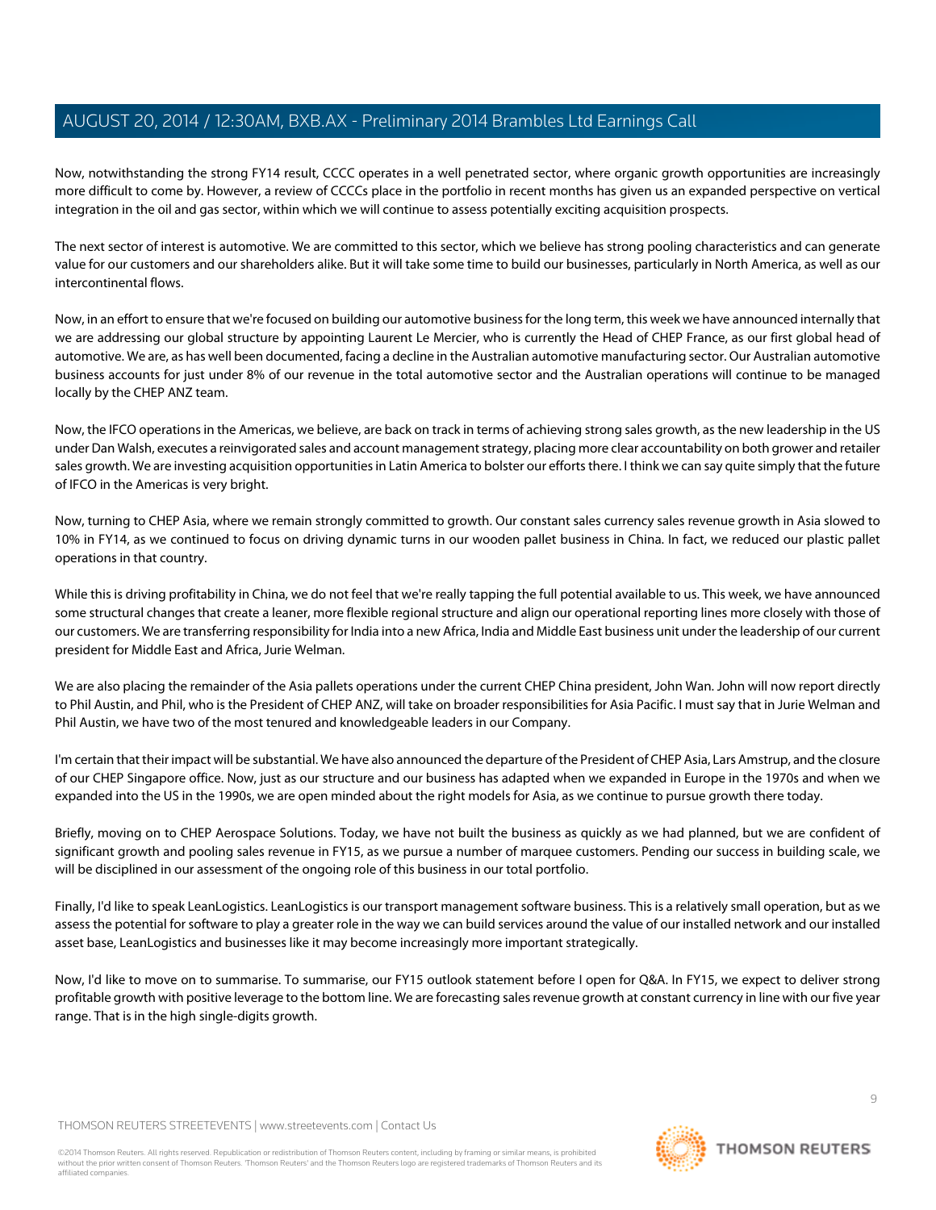Now, notwithstanding the strong FY14 result, CCCC operates in a well penetrated sector, where organic growth opportunities are increasingly more difficult to come by. However, a review of CCCCs place in the portfolio in recent months has given us an expanded perspective on vertical integration in the oil and gas sector, within which we will continue to assess potentially exciting acquisition prospects.

The next sector of interest is automotive. We are committed to this sector, which we believe has strong pooling characteristics and can generate value for our customers and our shareholders alike. But it will take some time to build our businesses, particularly in North America, as well as our intercontinental flows.

Now, in an effort to ensure that we're focused on building our automotive business for the long term, this week we have announced internally that we are addressing our global structure by appointing Laurent Le Mercier, who is currently the Head of CHEP France, as our first global head of automotive. We are, as has well been documented, facing a decline in the Australian automotive manufacturing sector. Our Australian automotive business accounts for just under 8% of our revenue in the total automotive sector and the Australian operations will continue to be managed locally by the CHEP ANZ team.

Now, the IFCO operations in the Americas, we believe, are back on track in terms of achieving strong sales growth, as the new leadership in the US under Dan Walsh, executes a reinvigorated sales and account management strategy, placing more clear accountability on both grower and retailer sales growth. We are investing acquisition opportunities in Latin America to bolster our efforts there. I think we can say quite simply that the future of IFCO in the Americas is very bright.

Now, turning to CHEP Asia, where we remain strongly committed to growth. Our constant sales currency sales revenue growth in Asia slowed to 10% in FY14, as we continued to focus on driving dynamic turns in our wooden pallet business in China. In fact, we reduced our plastic pallet operations in that country.

While this is driving profitability in China, we do not feel that we're really tapping the full potential available to us. This week, we have announced some structural changes that create a leaner, more flexible regional structure and align our operational reporting lines more closely with those of our customers. We are transferring responsibility for India into a new Africa, India and Middle East business unit under the leadership of our current president for Middle East and Africa, Jurie Welman.

We are also placing the remainder of the Asia pallets operations under the current CHEP China president, John Wan. John will now report directly to Phil Austin, and Phil, who is the President of CHEP ANZ, will take on broader responsibilities for Asia Pacific. I must say that in Jurie Welman and Phil Austin, we have two of the most tenured and knowledgeable leaders in our Company.

I'm certain that their impact will be substantial. We have also announced the departure of the President of CHEP Asia, Lars Amstrup, and the closure of our CHEP Singapore office. Now, just as our structure and our business has adapted when we expanded in Europe in the 1970s and when we expanded into the US in the 1990s, we are open minded about the right models for Asia, as we continue to pursue growth there today.

Briefly, moving on to CHEP Aerospace Solutions. Today, we have not built the business as quickly as we had planned, but we are confident of significant growth and pooling sales revenue in FY15, as we pursue a number of marquee customers. Pending our success in building scale, we will be disciplined in our assessment of the ongoing role of this business in our total portfolio.

Finally, I'd like to speak LeanLogistics. LeanLogistics is our transport management software business. This is a relatively small operation, but as we assess the potential for software to play a greater role in the way we can build services around the value of our installed network and our installed asset base, LeanLogistics and businesses like it may become increasingly more important strategically.

Now, I'd like to move on to summarise. To summarise, our FY15 outlook statement before I open for Q&A. In FY15, we expect to deliver strong profitable growth with positive leverage to the bottom line. We are forecasting sales revenue growth at constant currency in line with our five year range. That is in the high single-digits growth.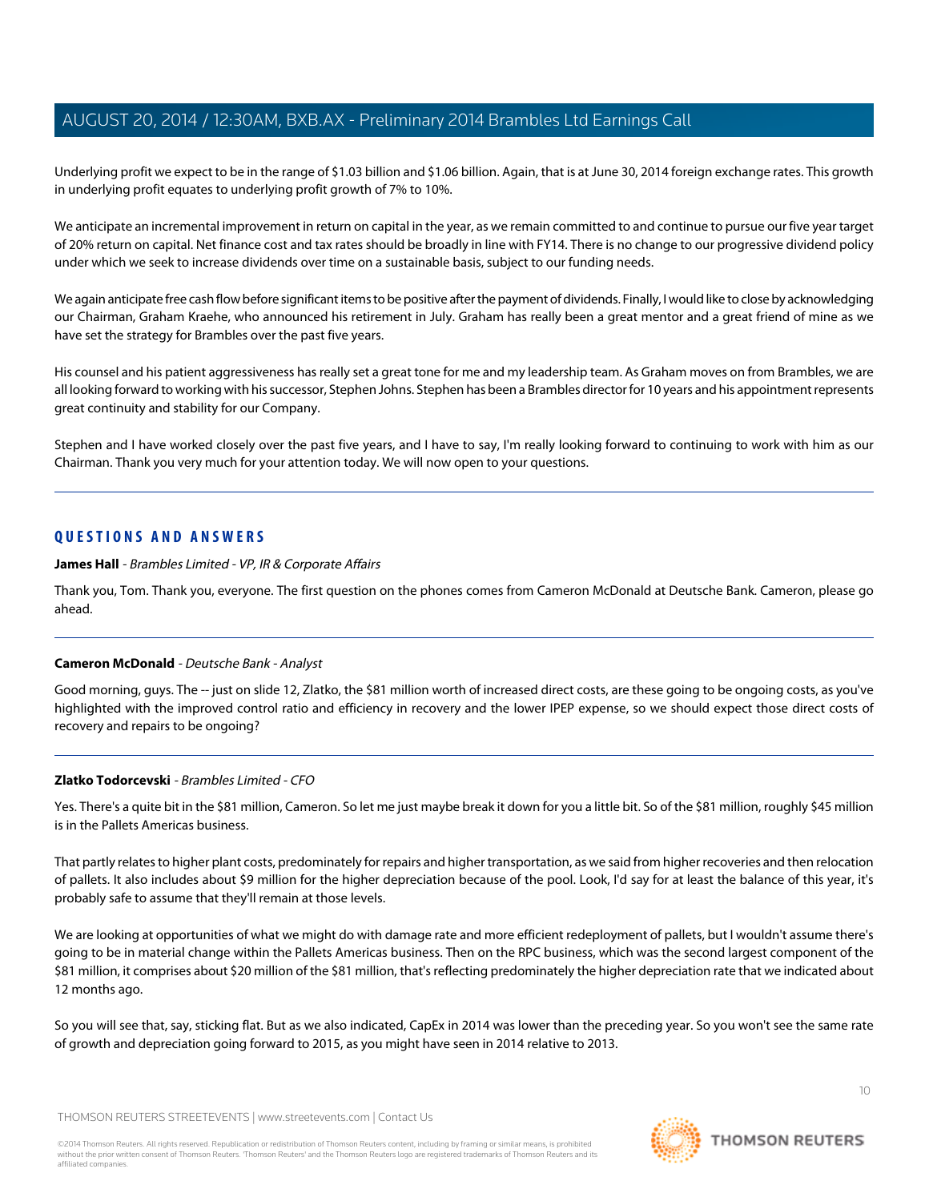Underlying profit we expect to be in the range of $1.03 billion and $1.06 billion. Again, that is at June 30, 2014 foreign exchange rates. This growth in underlying profit equates to underlying profit growth of 7% to 10%.

We anticipate an incremental improvement in return on capital in the year, as we remain committed to and continue to pursue our five year target of 20% return on capital. Net finance cost and tax rates should be broadly in line with FY14. There is no change to our progressive dividend policy under which we seek to increase dividends over time on a sustainable basis, subject to our funding needs.

We again anticipate free cash flow before significant items to be positive after the payment of dividends. Finally, I would like to close by acknowledging our Chairman, Graham Kraehe, who announced his retirement in July. Graham has really been a great mentor and a great friend of mine as we have set the strategy for Brambles over the past five years.

His counsel and his patient aggressiveness has really set a great tone for me and my leadership team. As Graham moves on from Brambles, we are all looking forward to working with his successor, Stephen Johns. Stephen has been a Brambles director for 10 years and his appointment represents great continuity and stability for our Company.

Stephen and I have worked closely over the past five years, and I have to say, I'm really looking forward to continuing to work with him as our Chairman. Thank you very much for your attention today. We will now open to your questions.

## QUESTIONS AND ANSWERS

**James Hall** - *Brambles Limited - VP, IR & Corporate Affairs*

Thank you, Tom. Thank you, everyone. The first question on the phones comes from Cameron McDonald at Deutsche Bank. Cameron, please go ahead.

**Cameron McDonald** - *Deutsche Bank - Analyst*

Good morning, guys. The -- just on slide 12, Zlatko, the $81 million worth of increased direct costs, are these going to be ongoing costs, as you've highlighted with the improved control ratio and efficiency in recovery and the lower IPEP expense, so we should expect those direct costs of recovery and repairs to be ongoing?

**Zlatko Todorcevski** - *Brambles Limited - CFO*

Yes. There's a quite bit in the $81 million, Cameron. So let me just maybe break it down for you a little bit. So of the $81 million, roughly $45 million is in the Pallets Americas business.

That partly relates to higher plant costs, predominately for repairs and higher transportation, as we said from higher recoveries and then relocation of pallets. It also includes about $9 million for the higher depreciation because of the pool. Look, I'd say for at least the balance of this year, it's probably safe to assume that they'll remain at those levels.

We are looking at opportunities of what we might do with damage rate and more efficient redeployment of pallets, but I wouldn't assume there's going to be in material change within the Pallets Americas business. Then on the RPC business, which was the second largest component of the $81 million, it comprises about $20 million of the $81 million, that's reflecting predominately the higher depreciation rate that we indicated about 12 months ago.

So you will see that, say, sticking flat. But as we also indicated, CapEx in 2014 was lower than the preceding year. So you won't see the same rate of growth and depreciation going forward to 2015, as you might have seen in 2014 relative to 2013.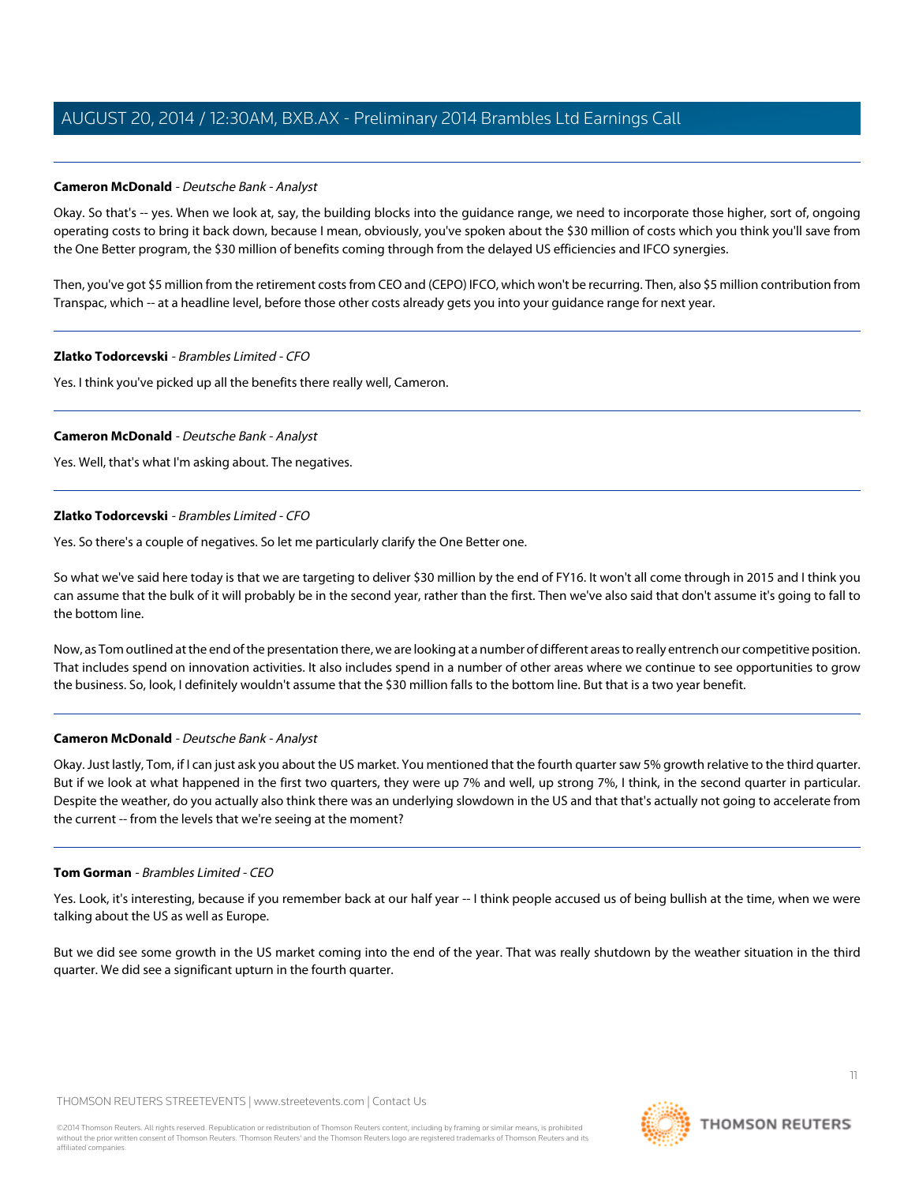**Cameron McDonald** - *Deutsche Bank - Analyst*

Okay. So that's -- yes. When we look at, say, the building blocks into the guidance range, we need to incorporate those higher, sort of, ongoing operating costs to bring it back down, because I mean, obviously, you've spoken about the $30 million of costs which you think you'll save from the One Better program, the $30 million of benefits coming through from the delayed US efficiencies and IFCO synergies.

Then, you've got $5 million from the retirement costs from CEO and (CEPO) IFCO, which won't be recurring. Then, also $5 million contribution from Transpac, which -- at a headline level, before those other costs already gets you into your guidance range for next year.

---

**Zlatko Todorcevski** - *Brambles Limited - CFO*

Yes. I think you've picked up all the benefits there really well, Cameron.

---

**Cameron McDonald** - *Deutsche Bank - Analyst*

Yes. Well, that's what I'm asking about. The negatives.

---

**Zlatko Todorcevski** - *Brambles Limited - CFO*

Yes. So there's a couple of negatives. So let me particularly clarify the One Better one.

So what we've said here today is that we are targeting to deliver $30 million by the end of FY16. It won't all come through in 2015 and I think you can assume that the bulk of it will probably be in the second year, rather than the first. Then we've also said that don't assume it's going to fall to the bottom line.

Now, as Tom outlined at the end of the presentation there, we are looking at a number of different areas to really entrench our competitive position. That includes spend on innovation activities. It also includes spend in a number of other areas where we continue to see opportunities to grow the business. So, look, I definitely wouldn't assume that the $30 million falls to the bottom line. But that is a two year benefit.

---

**Cameron McDonald** - *Deutsche Bank - Analyst*

Okay. Just lastly, Tom, if I can just ask you about the US market. You mentioned that the fourth quarter saw 5% growth relative to the third quarter. But if we look at what happened in the first two quarters, they were up 7% and well, up strong 7%, I think, in the second quarter in particular. Despite the weather, do you actually also think there was an underlying slowdown in the US and that that's actually not going to accelerate from the current -- from the levels that we're seeing at the moment?

---

**Tom Gorman** - *Brambles Limited - CEO*

Yes. Look, it's interesting, because if you remember back at our half year -- I think people accused us of being bullish at the time, when we were talking about the US as well as Europe.

But we did see some growth in the US market coming into the end of the year. That was really shutdown by the weather situation in the third quarter. We did see a significant upturn in the fourth quarter.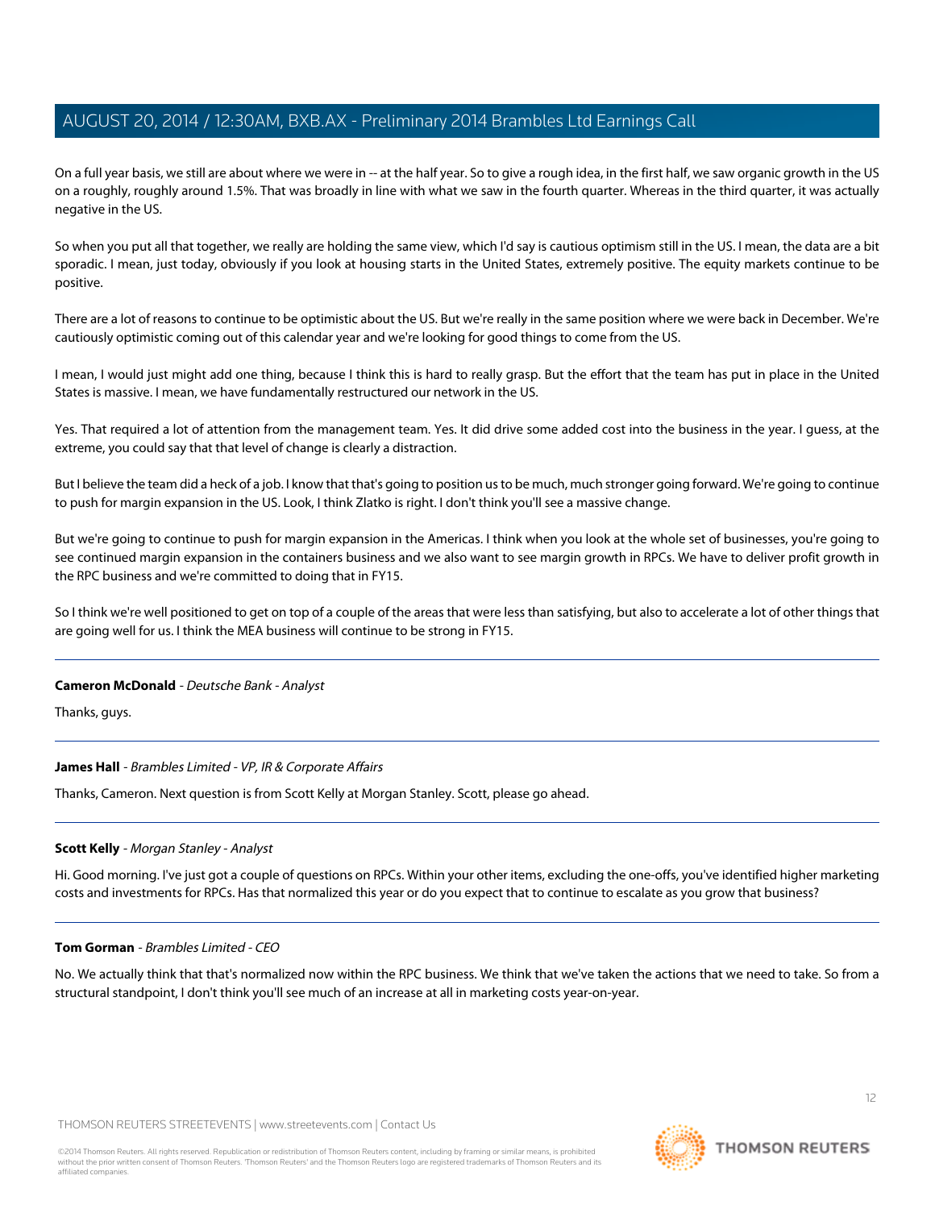On a full year basis, we still are about where we were in -- at the half year. So to give a rough idea, in the first half, we saw organic growth in the US on a roughly, roughly around 1.5%. That was broadly in line with what we saw in the fourth quarter. Whereas in the third quarter, it was actually negative in the US.

So when you put all that together, we really are holding the same view, which I'd say is cautious optimism still in the US. I mean, the data are a bit sporadic. I mean, just today, obviously if you look at housing starts in the United States, extremely positive. The equity markets continue to be positive.

There are a lot of reasons to continue to be optimistic about the US. But we're really in the same position where we were back in December. We're cautiously optimistic coming out of this calendar year and we're looking for good things to come from the US.

I mean, I would just might add one thing, because I think this is hard to really grasp. But the effort that the team has put in place in the United States is massive. I mean, we have fundamentally restructured our network in the US.

Yes. That required a lot of attention from the management team. Yes. It did drive some added cost into the business in the year. I guess, at the extreme, you could say that that level of change is clearly a distraction.

But I believe the team did a heck of a job. I know that that's going to position us to be much, much stronger going forward. We're going to continue to push for margin expansion in the US. Look, I think Zlatko is right. I don't think you'll see a massive change.

But we're going to continue to push for margin expansion in the Americas. I think when you look at the whole set of businesses, you're going to see continued margin expansion in the containers business and we also want to see margin growth in RPCs. We have to deliver profit growth in the RPC business and we're committed to doing that in FY15.

So I think we're well positioned to get on top of a couple of the areas that were less than satisfying, but also to accelerate a lot of other things that are going well for us. I think the MEA business will continue to be strong in FY15.

---

**Cameron McDonald** - *Deutsche Bank - Analyst*

Thanks, guys.

---

**James Hall** - *Brambles Limited - VP, IR & Corporate Affairs*

Thanks, Cameron. Next question is from Scott Kelly at Morgan Stanley. Scott, please go ahead.

---

**Scott Kelly** - *Morgan Stanley - Analyst*

Hi. Good morning. I've just got a couple of questions on RPCs. Within your other items, excluding the one-offs, you've identified higher marketing costs and investments for RPCs. Has that normalized this year or do you expect that to continue to escalate as you grow that business?

---

**Tom Gorman** - *Brambles Limited - CEO*

No. We actually think that that's normalized now within the RPC business. We think that we've taken the actions that we need to take. So from a structural standpoint, I don't think you'll see much of an increase at all in marketing costs year-on-year.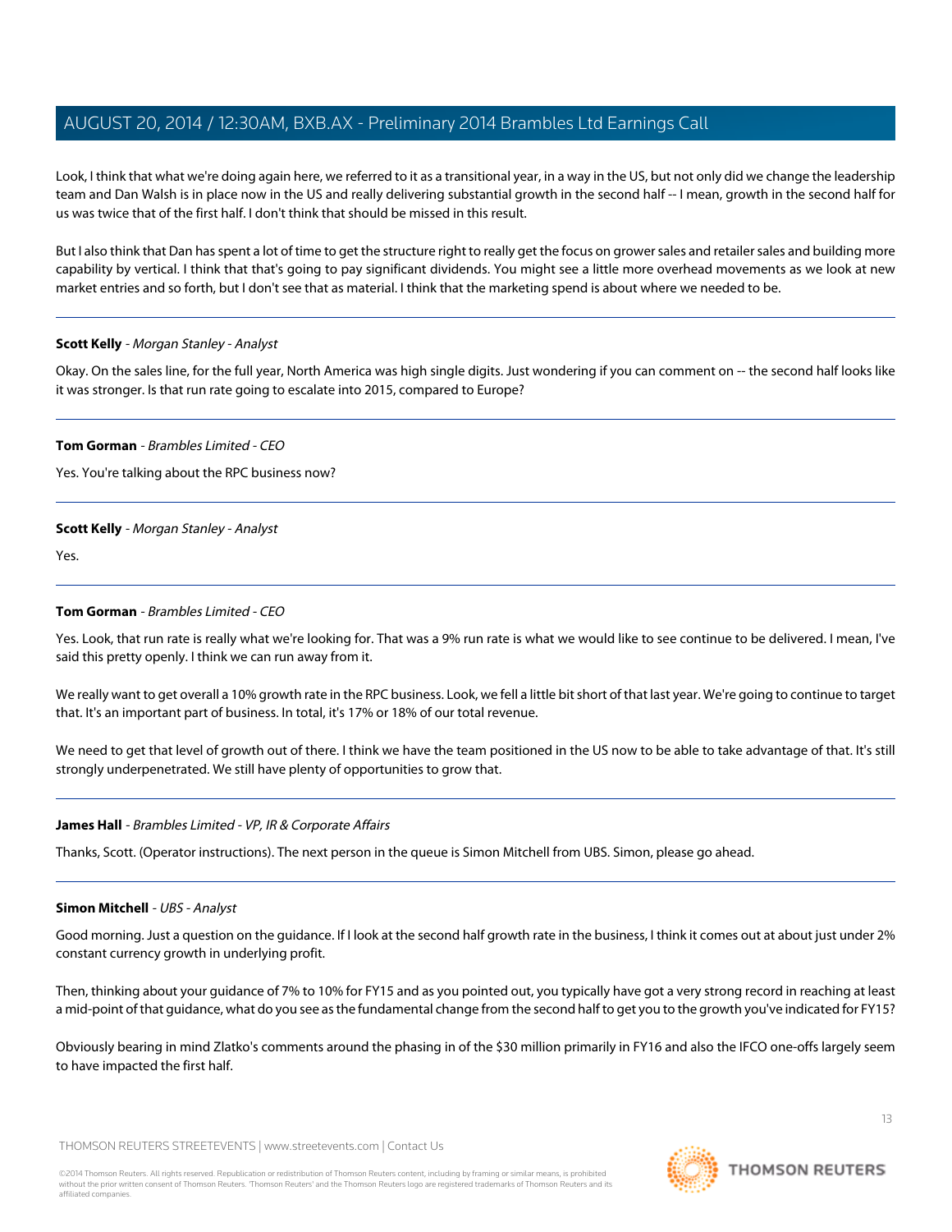Look, I think that what we're doing again here, we referred to it as a transitional year, in a way in the US, but not only did we change the leadership team and Dan Walsh is in place now in the US and really delivering substantial growth in the second half -- I mean, growth in the second half for us was twice that of the first half. I don't think that should be missed in this result.

But I also think that Dan has spent a lot of time to get the structure right to really get the focus on grower sales and retailer sales and building more capability by vertical. I think that that's going to pay significant dividends. You might see a little more overhead movements as we look at new market entries and so forth, but I don't see that as material. I think that the marketing spend is about where we needed to be.

---

**Scott Kelly** - *Morgan Stanley - Analyst*

Okay. On the sales line, for the full year, North America was high single digits. Just wondering if you can comment on -- the second half looks like it was stronger. Is that run rate going to escalate into 2015, compared to Europe?

---

**Tom Gorman** - *Brambles Limited - CEO*

Yes. You're talking about the RPC business now?

---

**Scott Kelly** - *Morgan Stanley - Analyst*

Yes.

---

**Tom Gorman** - *Brambles Limited - CEO*

Yes. Look, that run rate is really what we're looking for. That was a 9% run rate is what we would like to see continue to be delivered. I mean, I've said this pretty openly. I think we can run away from it.

We really want to get overall a 10% growth rate in the RPC business. Look, we fell a little bit short of that last year. We're going to continue to target that. It's an important part of business. In total, it's 17% or 18% of our total revenue.

We need to get that level of growth out of there. I think we have the team positioned in the US now to be able to take advantage of that. It's still strongly underpenetrated. We still have plenty of opportunities to grow that.

---

**James Hall** - *Brambles Limited - VP, IR & Corporate Affairs*

Thanks, Scott. (Operator instructions). The next person in the queue is Simon Mitchell from UBS. Simon, please go ahead.

---

**Simon Mitchell** - *UBS - Analyst*

Good morning. Just a question on the guidance. If I look at the second half growth rate in the business, I think it comes out at about just under 2% constant currency growth in underlying profit.

Then, thinking about your guidance of 7% to 10% for FY15 and as you pointed out, you typically have got a very strong record in reaching at least a mid-point of that guidance, what do you see as the fundamental change from the second half to get you to the growth you've indicated for FY15?

Obviously bearing in mind Zlatko's comments around the phasing in of the $30 million primarily in FY16 and also the IFCO one-offs largely seem to have impacted the first half.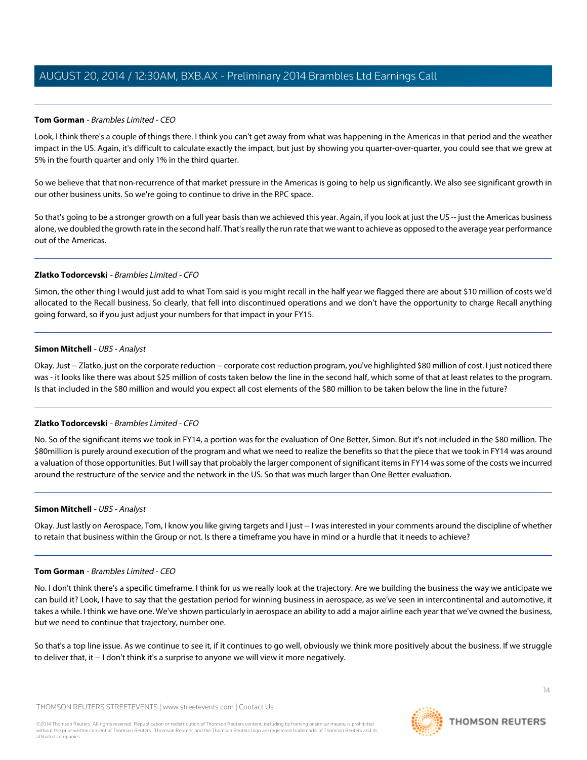**Tom Gorman** - *Brambles Limited - CEO*

Look, I think there's a couple of things there. I think you can't get away from what was happening in the Americas in that period and the weather impact in the US. Again, it's difficult to calculate exactly the impact, but just by showing you quarter-over-quarter, you could see that we grew at 5% in the fourth quarter and only 1% in the third quarter.

So we believe that that non-recurrence of that market pressure in the Americas is going to help us significantly. We also see significant growth in our other business units. So we're going to continue to drive in the RPC space.

So that's going to be a stronger growth on a full year basis than we achieved this year. Again, if you look at just the US -- just the Americas business alone, we doubled the growth rate in the second half. That's really the run rate that we want to achieve as opposed to the average year performance out of the Americas.

---

**Zlatko Todorcevski** - *Brambles Limited - CFO*

Simon, the other thing I would just add to what Tom said is you might recall in the half year we flagged there are about $10 million of costs we'd allocated to the Recall business. So clearly, that fell into discontinued operations and we don't have the opportunity to charge Recall anything going forward, so if you just adjust your numbers for that impact in your FY15.

---

**Simon Mitchell** - *UBS - Analyst*

Okay. Just -- Zlatko, just on the corporate reduction -- corporate cost reduction program, you've highlighted $80 million of cost. I just noticed there was - it looks like there was about $25 million of costs taken below the line in the second half, which some of that at least relates to the program. Is that included in the $80 million and would you expect all cost elements of the $80 million to be taken below the line in the future?

---

**Zlatko Todorcevski** - *Brambles Limited - CFO*

No. So of the significant items we took in FY14, a portion was for the evaluation of One Better, Simon. But it's not included in the $80 million. The $80million is purely around execution of the program and what we need to realize the benefits so that the piece that we took in FY14 was around a valuation of those opportunities. But I will say that probably the larger component of significant items in FY14 was some of the costs we incurred around the restructure of the service and the network in the US. So that was much larger than One Better evaluation.

---

**Simon Mitchell** - *UBS - Analyst*

Okay. Just lastly on Aerospace, Tom, I know you like giving targets and I just -- I was interested in your comments around the discipline of whether to retain that business within the Group or not. Is there a timeframe you have in mind or a hurdle that it needs to achieve?

---

**Tom Gorman** - *Brambles Limited - CEO*

No. I don't think there's a specific timeframe. I think for us we really look at the trajectory. Are we building the business the way we anticipate we can build it? Look, I have to say that the gestation period for winning business in aerospace, as we've seen in intercontinental and automotive, it takes a while. I think we have one. We've shown particularly in aerospace an ability to add a major airline each year that we've owned the business, but we need to continue that trajectory, number one.

So that's a top line issue. As we continue to see it, if it continues to go well, obviously we think more positively about the business. If we struggle to deliver that, it -- I don't think it's a surprise to anyone we will view it more negatively.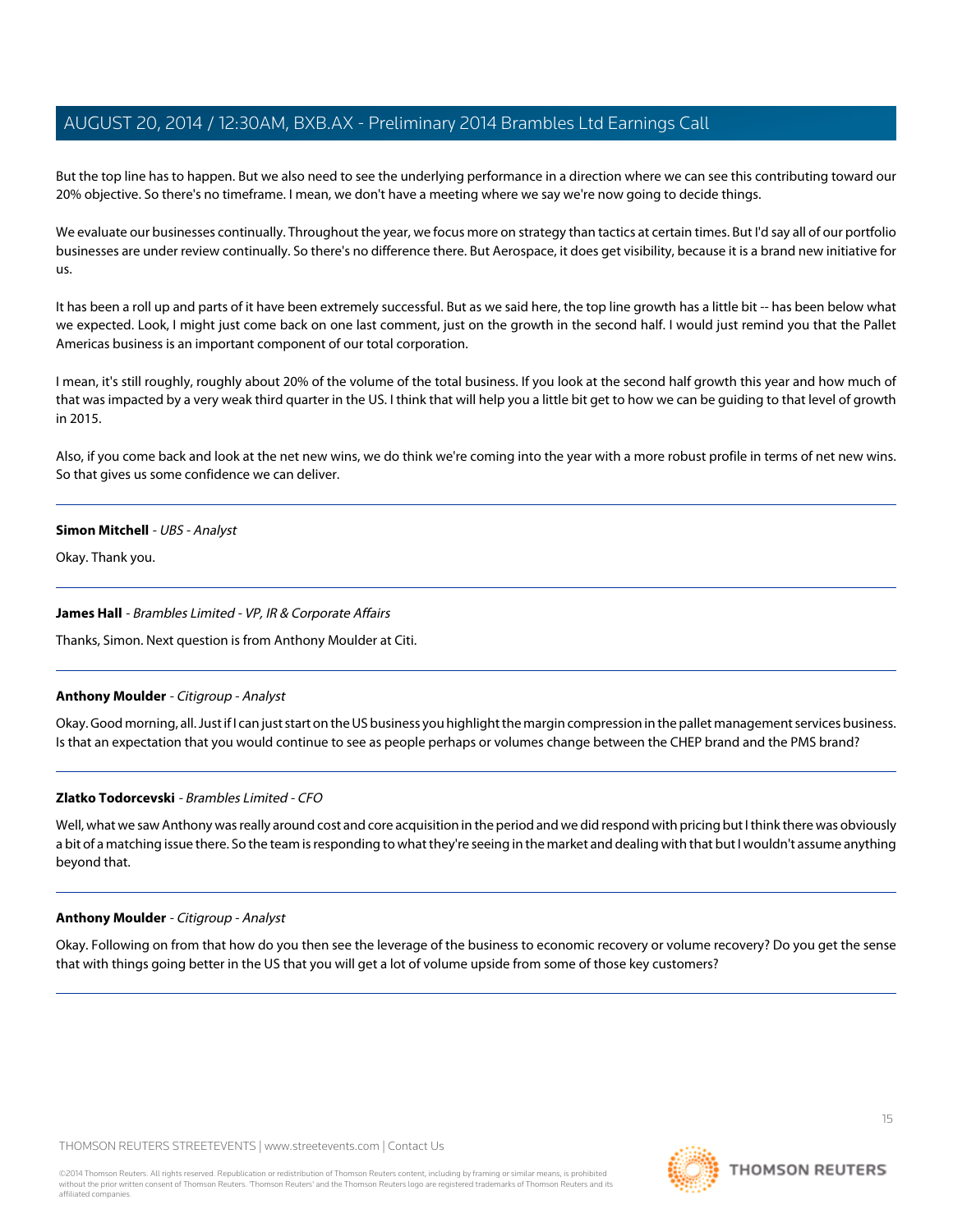But the top line has to happen. But we also need to see the underlying performance in a direction where we can see this contributing toward our 20% objective. So there's no timeframe. I mean, we don't have a meeting where we say we're now going to decide things.

We evaluate our businesses continually. Throughout the year, we focus more on strategy than tactics at certain times. But I'd say all of our portfolio businesses are under review continually. So there's no difference there. But Aerospace, it does get visibility, because it is a brand new initiative for us.

It has been a roll up and parts of it have been extremely successful. But as we said here, the top line growth has a little bit -- has been below what we expected. Look, I might just come back on one last comment, just on the growth in the second half. I would just remind you that the Pallet Americas business is an important component of our total corporation.

I mean, it's still roughly, roughly about 20% of the volume of the total business. If you look at the second half growth this year and how much of that was impacted by a very weak third quarter in the US. I think that will help you a little bit get to how we can be guiding to that level of growth in 2015.

Also, if you come back and look at the net new wins, we do think we're coming into the year with a more robust profile in terms of net new wins. So that gives us some confidence we can deliver.

---

**Simon Mitchell** - *UBS - Analyst*

Okay. Thank you.

---

**James Hall** - *Brambles Limited - VP, IR & Corporate Affairs*

Thanks, Simon. Next question is from Anthony Moulder at Citi.

---

**Anthony Moulder** - *Citigroup - Analyst*

Okay. Good morning, all. Just if I can just start on the US business you highlight the margin compression in the pallet management services business. Is that an expectation that you would continue to see as people perhaps or volumes change between the CHEP brand and the PMS brand?

---

**Zlatko Todorcevski** - *Brambles Limited - CFO*

Well, what we saw Anthony was really around cost and core acquisition in the period and we did respond with pricing but I think there was obviously a bit of a matching issue there. So the team is responding to what they're seeing in the market and dealing with that but I wouldn't assume anything beyond that.

---

**Anthony Moulder** - *Citigroup - Analyst*

Okay. Following on from that how do you then see the leverage of the business to economic recovery or volume recovery? Do you get the sense that with things going better in the US that you will get a lot of volume upside from some of those key customers?

---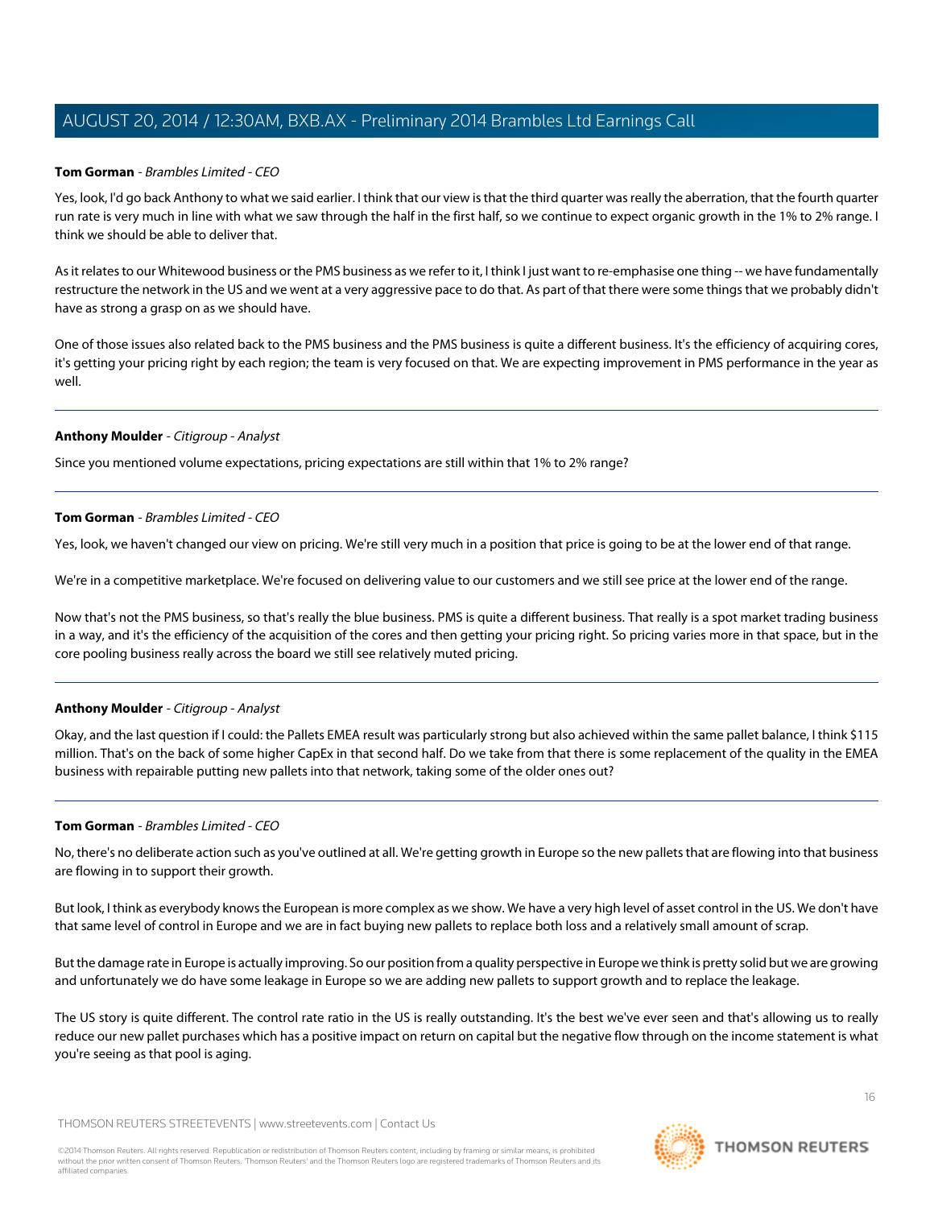**Tom Gorman** - *Brambles Limited - CEO*

Yes, look, I'd go back Anthony to what we said earlier. I think that our view is that the third quarter was really the aberration, that the fourth quarter run rate is very much in line with what we saw through the half in the first half, so we continue to expect organic growth in the 1% to 2% range. I think we should be able to deliver that.

As it relates to our Whitewood business or the PMS business as we refer to it, I think I just want to re-emphasise one thing -- we have fundamentally restructure the network in the US and we went at a very aggressive pace to do that. As part of that there were some things that we probably didn't have as strong a grasp on as we should have.

One of those issues also related back to the PMS business and the PMS business is quite a different business. It's the efficiency of acquiring cores, it's getting your pricing right by each region; the team is very focused on that. We are expecting improvement in PMS performance in the year as well.

---

**Anthony Moulder** - *Citigroup - Analyst*

Since you mentioned volume expectations, pricing expectations are still within that 1% to 2% range?

---

**Tom Gorman** - *Brambles Limited - CEO*

Yes, look, we haven't changed our view on pricing. We're still very much in a position that price is going to be at the lower end of that range.

We're in a competitive marketplace. We're focused on delivering value to our customers and we still see price at the lower end of the range.

Now that's not the PMS business, so that's really the blue business. PMS is quite a different business. That really is a spot market trading business in a way, and it's the efficiency of the acquisition of the cores and then getting your pricing right. So pricing varies more in that space, but in the core pooling business really across the board we still see relatively muted pricing.

---

**Anthony Moulder** - *Citigroup - Analyst*

Okay, and the last question if I could: the Pallets EMEA result was particularly strong but also achieved within the same pallet balance, I think $115 million. That's on the back of some higher CapEx in that second half. Do we take from that there is some replacement of the quality in the EMEA business with repairable putting new pallets into that network, taking some of the older ones out?

---

**Tom Gorman** - *Brambles Limited - CEO*

No, there's no deliberate action such as you've outlined at all. We're getting growth in Europe so the new pallets that are flowing into that business are flowing in to support their growth.

But look, I think as everybody knows the European is more complex as we show. We have a very high level of asset control in the US. We don't have that same level of control in Europe and we are in fact buying new pallets to replace both loss and a relatively small amount of scrap.

But the damage rate in Europe is actually improving. So our position from a quality perspective in Europe we think is pretty solid but we are growing and unfortunately we do have some leakage in Europe so we are adding new pallets to support growth and to replace the leakage.

The US story is quite different. The control rate ratio in the US is really outstanding. It's the best we've ever seen and that's allowing us to really reduce our new pallet purchases which has a positive impact on return on capital but the negative flow through on the income statement is what you're seeing as that pool is aging.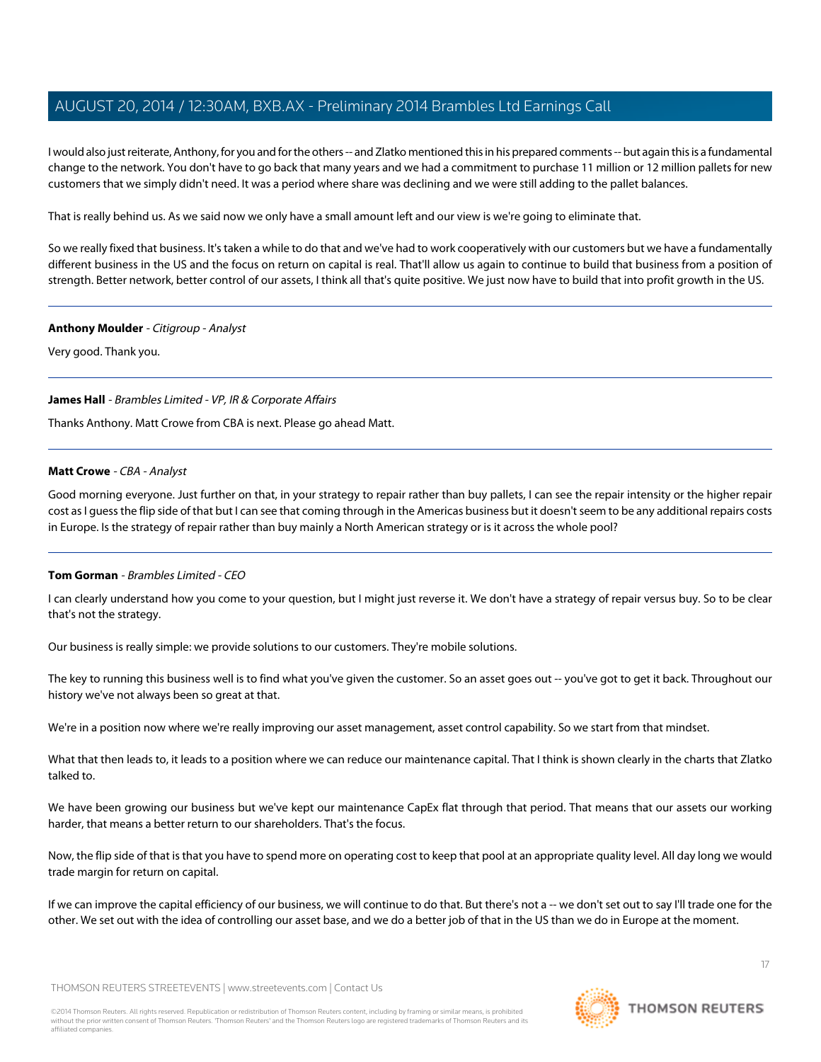I would also just reiterate, Anthony, for you and for the others -- and Zlatko mentioned this in his prepared comments -- but again this is a fundamental change to the network. You don't have to go back that many years and we had a commitment to purchase 11 million or 12 million pallets for new customers that we simply didn't need. It was a period where share was declining and we were still adding to the pallet balances.

That is really behind us. As we said now we only have a small amount left and our view is we're going to eliminate that.

So we really fixed that business. It's taken a while to do that and we've had to work cooperatively with our customers but we have a fundamentally different business in the US and the focus on return on capital is real. That'll allow us again to continue to build that business from a position of strength. Better network, better control of our assets, I think all that's quite positive. We just now have to build that into profit growth in the US.

---

**Anthony Moulder** - *Citigroup - Analyst*

Very good. Thank you.

---

**James Hall** - *Brambles Limited - VP, IR & Corporate Affairs*

Thanks Anthony. Matt Crowe from CBA is next. Please go ahead Matt.

---

**Matt Crowe** - *CBA - Analyst*

Good morning everyone. Just further on that, in your strategy to repair rather than buy pallets, I can see the repair intensity or the higher repair cost as I guess the flip side of that but I can see that coming through in the Americas business but it doesn't seem to be any additional repairs costs in Europe. Is the strategy of repair rather than buy mainly a North American strategy or is it across the whole pool?

---

**Tom Gorman** - *Brambles Limited - CEO*

I can clearly understand how you come to your question, but I might just reverse it. We don't have a strategy of repair versus buy. So to be clear that's not the strategy.

Our business is really simple: we provide solutions to our customers. They're mobile solutions.

The key to running this business well is to find what you've given the customer. So an asset goes out -- you've got to get it back. Throughout our history we've not always been so great at that.

We're in a position now where we're really improving our asset management, asset control capability. So we start from that mindset.

What that then leads to, it leads to a position where we can reduce our maintenance capital. That I think is shown clearly in the charts that Zlatko talked to.

We have been growing our business but we've kept our maintenance CapEx flat through that period. That means that our assets our working harder, that means a better return to our shareholders. That's the focus.

Now, the flip side of that is that you have to spend more on operating cost to keep that pool at an appropriate quality level. All day long we would trade margin for return on capital.

If we can improve the capital efficiency of our business, we will continue to do that. But there's not a -- we don't set out to say I'll trade one for the other. We set out with the idea of controlling our asset base, and we do a better job of that in the US than we do in Europe at the moment.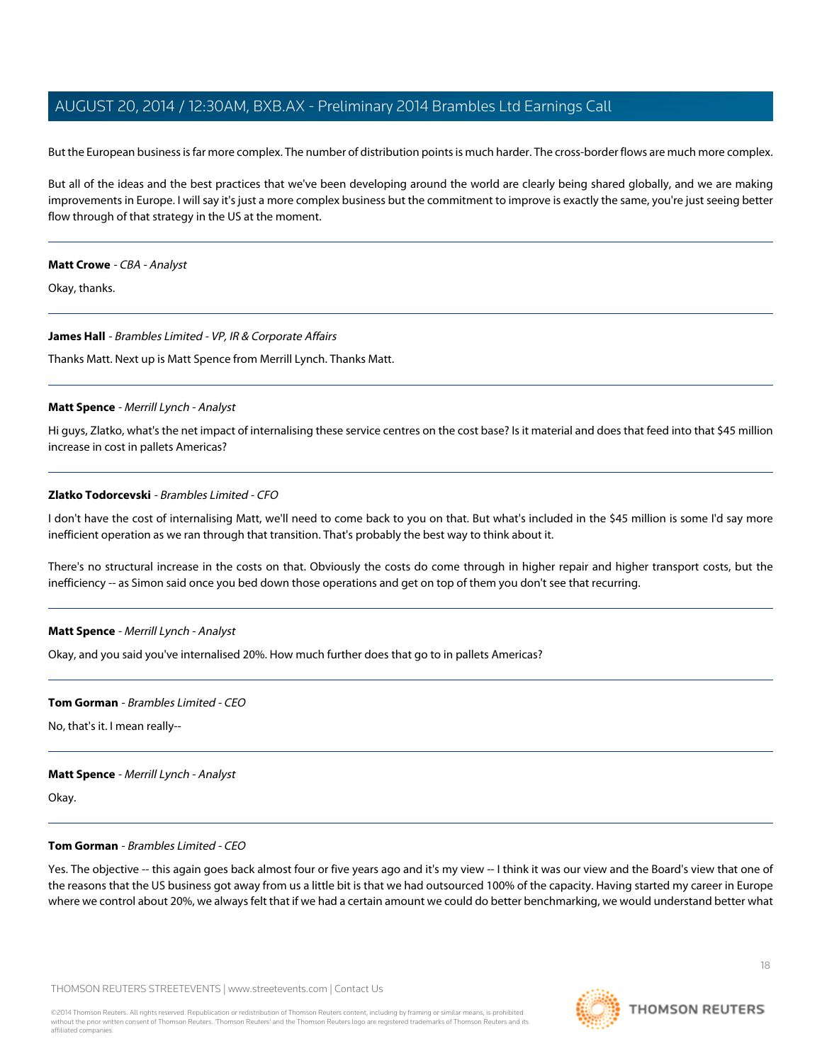But the European business is far more complex. The number of distribution points is much harder. The cross-border flows are much more complex.

But all of the ideas and the best practices that we've been developing around the world are clearly being shared globally, and we are making improvements in Europe. I will say it's just a more complex business but the commitment to improve is exactly the same, you're just seeing better flow through of that strategy in the US at the moment.

---

**Matt Crowe** - *CBA - Analyst*

Okay, thanks.

---

**James Hall** - *Brambles Limited - VP, IR & Corporate Affairs*

Thanks Matt. Next up is Matt Spence from Merrill Lynch. Thanks Matt.

---

**Matt Spence** - *Merrill Lynch - Analyst*

Hi guys, Zlatko, what's the net impact of internalising these service centres on the cost base? Is it material and does that feed into that $45 million increase in cost in pallets Americas?

---

**Zlatko Todorcevski** - *Brambles Limited - CFO*

I don't have the cost of internalising Matt, we'll need to come back to you on that. But what's included in the $45 million is some I'd say more inefficient operation as we ran through that transition. That's probably the best way to think about it.

There's no structural increase in the costs on that. Obviously the costs do come through in higher repair and higher transport costs, but the inefficiency -- as Simon said once you bed down those operations and get on top of them you don't see that recurring.

---

**Matt Spence** - *Merrill Lynch - Analyst*

Okay, and you said you've internalised 20%. How much further does that go to in pallets Americas?

---

**Tom Gorman** - *Brambles Limited - CEO*

No, that's it. I mean really--

---

**Matt Spence** - *Merrill Lynch - Analyst*

Okay.

---

**Tom Gorman** - *Brambles Limited - CEO*

Yes. The objective -- this again goes back almost four or five years ago and it's my view -- I think it was our view and the Board's view that one of the reasons that the US business got away from us a little bit is that we had outsourced 100% of the capacity. Having started my career in Europe where we control about 20%, we always felt that if we had a certain amount we could do better benchmarking, we would understand better what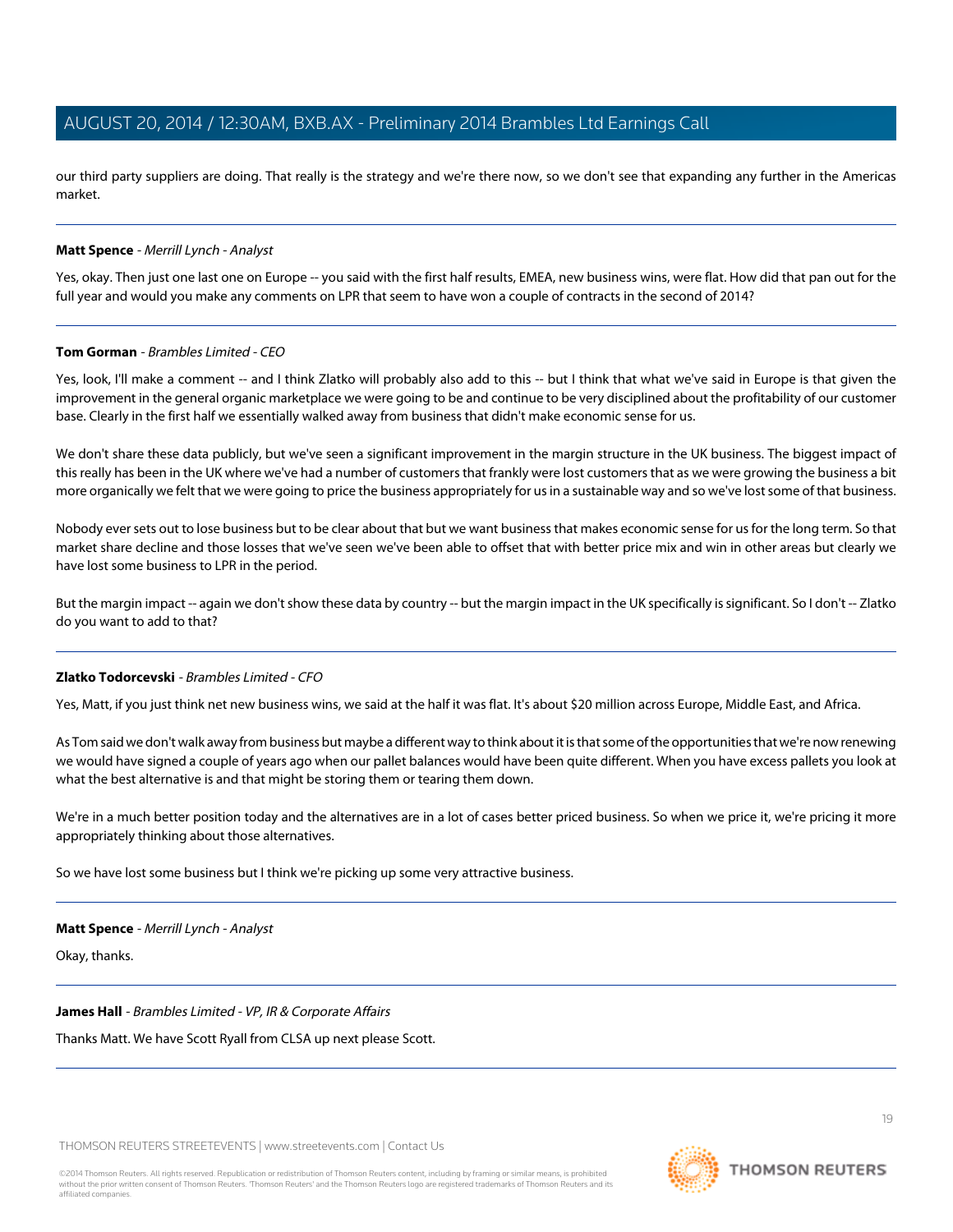our third party suppliers are doing. That really is the strategy and we're there now, so we don't see that expanding any further in the Americas market.

---

**Matt Spence** - *Merrill Lynch - Analyst*

Yes, okay. Then just one last one on Europe -- you said with the first half results, EMEA, new business wins, were flat. How did that pan out for the full year and would you make any comments on LPR that seem to have won a couple of contracts in the second of 2014?

---

**Tom Gorman** - *Brambles Limited - CEO*

Yes, look, I'll make a comment -- and I think Zlatko will probably also add to this -- but I think that what we've said in Europe is that given the improvement in the general organic marketplace we were going to be and continue to be very disciplined about the profitability of our customer base. Clearly in the first half we essentially walked away from business that didn't make economic sense for us.

We don't share these data publicly, but we've seen a significant improvement in the margin structure in the UK business. The biggest impact of this really has been in the UK where we've had a number of customers that frankly were lost customers that as we were growing the business a bit more organically we felt that we were going to price the business appropriately for us in a sustainable way and so we've lost some of that business.

Nobody ever sets out to lose business but to be clear about that but we want business that makes economic sense for us for the long term. So that market share decline and those losses that we've seen we've been able to offset that with better price mix and win in other areas but clearly we have lost some business to LPR in the period.

But the margin impact -- again we don't show these data by country -- but the margin impact in the UK specifically is significant. So I don't -- Zlatko do you want to add to that?

---

**Zlatko Todorcevski** - *Brambles Limited - CFO*

Yes, Matt, if you just think net new business wins, we said at the half it was flat. It's about $20 million across Europe, Middle East, and Africa.

As Tom said we don't walk away from business but maybe a different way to think about it is that some of the opportunities that we're now renewing we would have signed a couple of years ago when our pallet balances would have been quite different. When you have excess pallets you look at what the best alternative is and that might be storing them or tearing them down.

We're in a much better position today and the alternatives are in a lot of cases better priced business. So when we price it, we're pricing it more appropriately thinking about those alternatives.

So we have lost some business but I think we're picking up some very attractive business.

---

**Matt Spence** - *Merrill Lynch - Analyst*

Okay, thanks.

---

**James Hall** - *Brambles Limited - VP, IR & Corporate Affairs*

Thanks Matt. We have Scott Ryall from CLSA up next please Scott.

---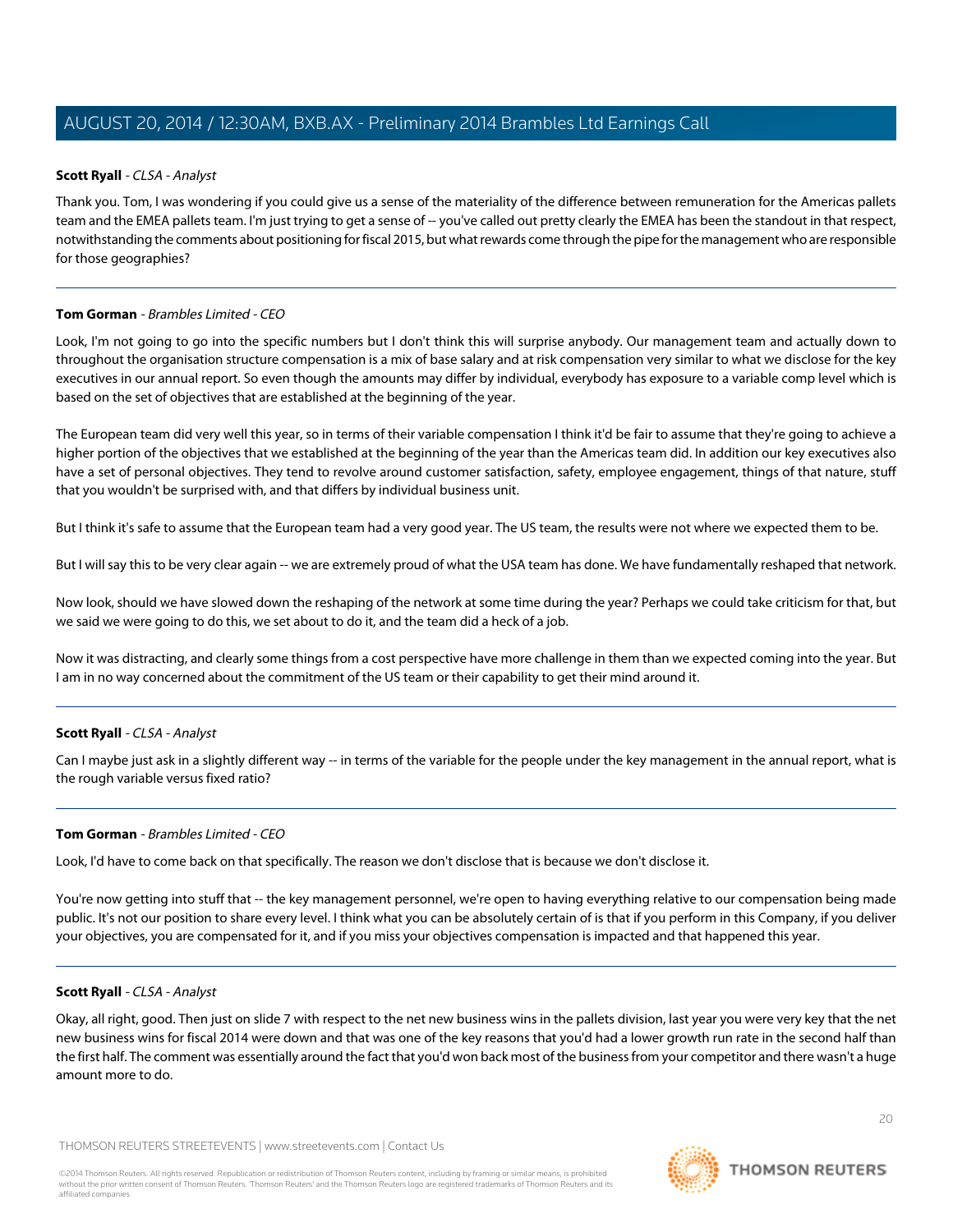**Scott Ryall** - *CLSA - Analyst*

Thank you. Tom, I was wondering if you could give us a sense of the materiality of the difference between remuneration for the Americas pallets team and the EMEA pallets team. I'm just trying to get a sense of -- you've called out pretty clearly the EMEA has been the standout in that respect, notwithstanding the comments about positioning for fiscal 2015, but what rewards come through the pipe for the management who are responsible for those geographies?

---

**Tom Gorman** - *Brambles Limited - CEO*

Look, I'm not going to go into the specific numbers but I don't think this will surprise anybody. Our management team and actually down to throughout the organisation structure compensation is a mix of base salary and at risk compensation very similar to what we disclose for the key executives in our annual report. So even though the amounts may differ by individual, everybody has exposure to a variable comp level which is based on the set of objectives that are established at the beginning of the year.

The European team did very well this year, so in terms of their variable compensation I think it'd be fair to assume that they're going to achieve a higher portion of the objectives that we established at the beginning of the year than the Americas team did. In addition our key executives also have a set of personal objectives. They tend to revolve around customer satisfaction, safety, employee engagement, things of that nature, stuff that you wouldn't be surprised with, and that differs by individual business unit.

But I think it's safe to assume that the European team had a very good year. The US team, the results were not where we expected them to be.

But I will say this to be very clear again -- we are extremely proud of what the USA team has done. We have fundamentally reshaped that network.

Now look, should we have slowed down the reshaping of the network at some time during the year? Perhaps we could take criticism for that, but we said we were going to do this, we set about to do it, and the team did a heck of a job.

Now it was distracting, and clearly some things from a cost perspective have more challenge in them than we expected coming into the year. But I am in no way concerned about the commitment of the US team or their capability to get their mind around it.

---

**Scott Ryall** - *CLSA - Analyst*

Can I maybe just ask in a slightly different way -- in terms of the variable for the people under the key management in the annual report, what is the rough variable versus fixed ratio?

---

**Tom Gorman** - *Brambles Limited - CEO*

Look, I'd have to come back on that specifically. The reason we don't disclose that is because we don't disclose it.

You're now getting into stuff that -- the key management personnel, we're open to having everything relative to our compensation being made public. It's not our position to share every level. I think what you can be absolutely certain of is that if you perform in this Company, if you deliver your objectives, you are compensated for it, and if you miss your objectives compensation is impacted and that happened this year.

---

**Scott Ryall** - *CLSA - Analyst*

Okay, all right, good. Then just on slide 7 with respect to the net new business wins in the pallets division, last year you were very key that the net new business wins for fiscal 2014 were down and that was one of the key reasons that you'd had a lower growth run rate in the second half than the first half. The comment was essentially around the fact that you'd won back most of the business from your competitor and there wasn't a huge amount more to do.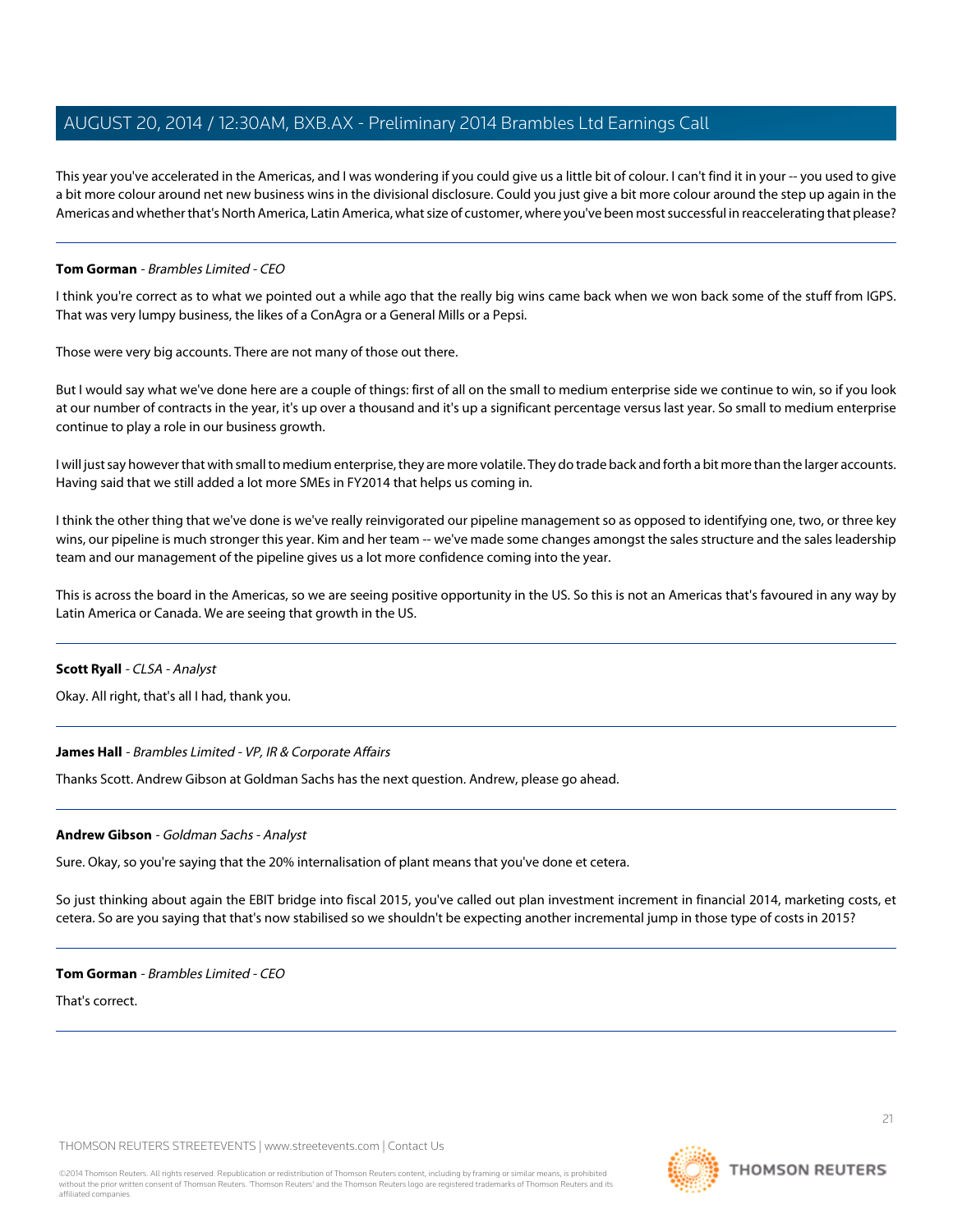This year you've accelerated in the Americas, and I was wondering if you could give us a little bit of colour. I can't find it in your -- you used to give a bit more colour around net new business wins in the divisional disclosure. Could you just give a bit more colour around the step up again in the Americas and whether that's North America, Latin America, what size of customer, where you've been most successful in reaccelerating that please?

---

**Tom Gorman** - *Brambles Limited - CEO*

I think you're correct as to what we pointed out a while ago that the really big wins came back when we won back some of the stuff from IGPS. That was very lumpy business, the likes of a ConAgra or a General Mills or a Pepsi.

Those were very big accounts. There are not many of those out there.

But I would say what we've done here are a couple of things: first of all on the small to medium enterprise side we continue to win, so if you look at our number of contracts in the year, it's up over a thousand and it's up a significant percentage versus last year. So small to medium enterprise continue to play a role in our business growth.

I will just say however that with small to medium enterprise, they are more volatile. They do trade back and forth a bit more than the larger accounts. Having said that we still added a lot more SMEs in FY2014 that helps us coming in.

I think the other thing that we've done is we've really reinvigorated our pipeline management so as opposed to identifying one, two, or three key wins, our pipeline is much stronger this year. Kim and her team -- we've made some changes amongst the sales structure and the sales leadership team and our management of the pipeline gives us a lot more confidence coming into the year.

This is across the board in the Americas, so we are seeing positive opportunity in the US. So this is not an Americas that's favoured in any way by Latin America or Canada. We are seeing that growth in the US.

---

**Scott Ryall** - *CLSA - Analyst*

Okay. All right, that's all I had, thank you.

---

**James Hall** - *Brambles Limited - VP, IR & Corporate Affairs*

Thanks Scott. Andrew Gibson at Goldman Sachs has the next question. Andrew, please go ahead.

---

**Andrew Gibson** - *Goldman Sachs - Analyst*

Sure. Okay, so you're saying that the 20% internalisation of plant means that you've done et cetera.

So just thinking about again the EBIT bridge into fiscal 2015, you've called out plan investment increment in financial 2014, marketing costs, et cetera. So are you saying that that's now stabilised so we shouldn't be expecting another incremental jump in those type of costs in 2015?

---

**Tom Gorman** - *Brambles Limited - CEO*

That's correct.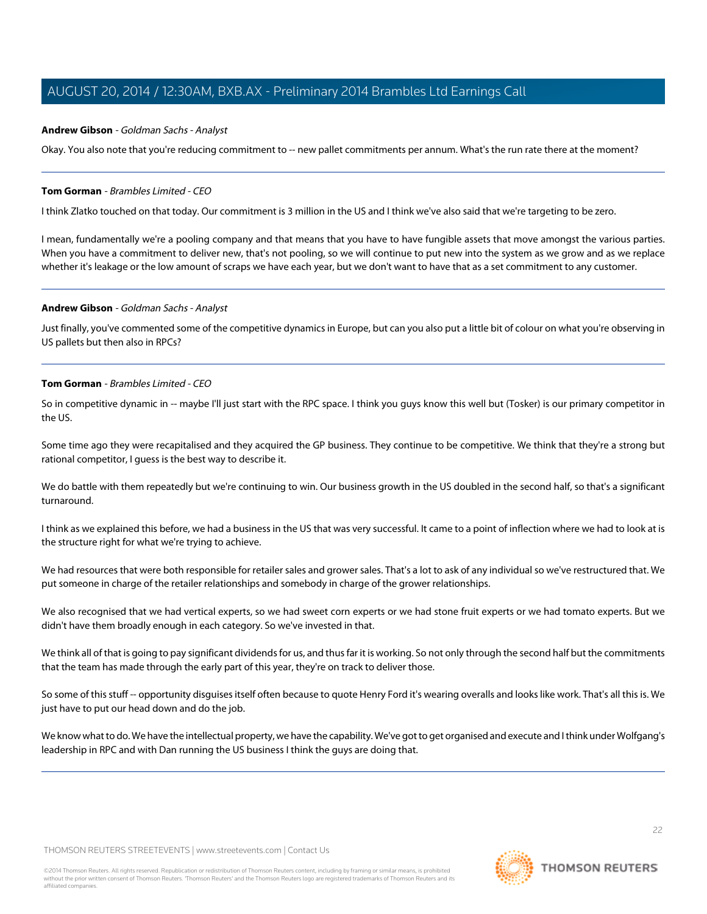**Andrew Gibson** - *Goldman Sachs - Analyst*

Okay. You also note that you're reducing commitment to -- new pallet commitments per annum. What's the run rate there at the moment?

---

**Tom Gorman** - *Brambles Limited - CEO*

I think Zlatko touched on that today. Our commitment is 3 million in the US and I think we've also said that we're targeting to be zero.

I mean, fundamentally we're a pooling company and that means that you have to have fungible assets that move amongst the various parties. When you have a commitment to deliver new, that's not pooling, so we will continue to put new into the system as we grow and as we replace whether it's leakage or the low amount of scraps we have each year, but we don't want to have that as a set commitment to any customer.

---

**Andrew Gibson** - *Goldman Sachs - Analyst*

Just finally, you've commented some of the competitive dynamics in Europe, but can you also put a little bit of colour on what you're observing in US pallets but then also in RPCs?

---

**Tom Gorman** - *Brambles Limited - CEO*

So in competitive dynamic in -- maybe I'll just start with the RPC space. I think you guys know this well but (Tosker) is our primary competitor in the US.

Some time ago they were recapitalised and they acquired the GP business. They continue to be competitive. We think that they're a strong but rational competitor, I guess is the best way to describe it.

We do battle with them repeatedly but we're continuing to win. Our business growth in the US doubled in the second half, so that's a significant turnaround.

I think as we explained this before, we had a business in the US that was very successful. It came to a point of inflection where we had to look at is the structure right for what we're trying to achieve.

We had resources that were both responsible for retailer sales and grower sales. That's a lot to ask of any individual so we've restructured that. We put someone in charge of the retailer relationships and somebody in charge of the grower relationships.

We also recognised that we had vertical experts, so we had sweet corn experts or we had stone fruit experts or we had tomato experts. But we didn't have them broadly enough in each category. So we've invested in that.

We think all of that is going to pay significant dividends for us, and thus far it is working. So not only through the second half but the commitments that the team has made through the early part of this year, they're on track to deliver those.

So some of this stuff -- opportunity disguises itself often because to quote Henry Ford it's wearing overalls and looks like work. That's all this is. We just have to put our head down and do the job.

We know what to do. We have the intellectual property, we have the capability. We've got to get organised and execute and I think under Wolfgang's leadership in RPC and with Dan running the US business I think the guys are doing that.

---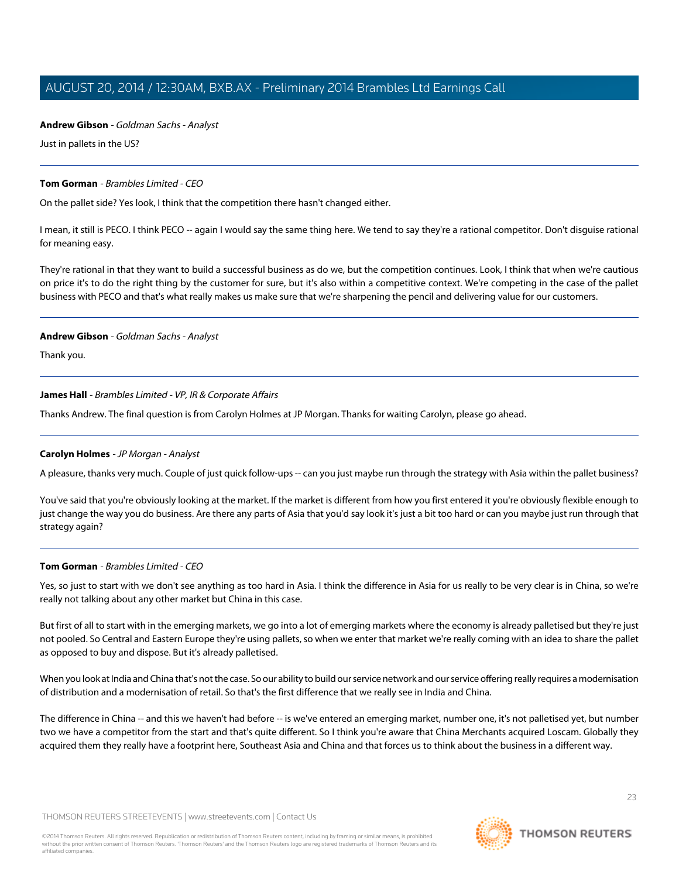**Andrew Gibson** - *Goldman Sachs - Analyst*

Just in pallets in the US?

---

**Tom Gorman** - *Brambles Limited - CEO*

On the pallet side? Yes look, I think that the competition there hasn't changed either.

I mean, it still is PECO. I think PECO -- again I would say the same thing here. We tend to say they're a rational competitor. Don't disguise rational for meaning easy.

They're rational in that they want to build a successful business as do we, but the competition continues. Look, I think that when we're cautious on price it's to do the right thing by the customer for sure, but it's also within a competitive context. We're competing in the case of the pallet business with PECO and that's what really makes us make sure that we're sharpening the pencil and delivering value for our customers.

---

**Andrew Gibson** - *Goldman Sachs - Analyst*

Thank you.

---

**James Hall** - *Brambles Limited - VP, IR & Corporate Affairs*

Thanks Andrew. The final question is from Carolyn Holmes at JP Morgan. Thanks for waiting Carolyn, please go ahead.

---

**Carolyn Holmes** - *JP Morgan - Analyst*

A pleasure, thanks very much. Couple of just quick follow-ups -- can you just maybe run through the strategy with Asia within the pallet business?

You've said that you're obviously looking at the market. If the market is different from how you first entered it you're obviously flexible enough to just change the way you do business. Are there any parts of Asia that you'd say look it's just a bit too hard or can you maybe just run through that strategy again?

---

**Tom Gorman** - *Brambles Limited - CEO*

Yes, so just to start with we don't see anything as too hard in Asia. I think the difference in Asia for us really to be very clear is in China, so we're really not talking about any other market but China in this case.

But first of all to start with in the emerging markets, we go into a lot of emerging markets where the economy is already palletised but they're just not pooled. So Central and Eastern Europe they're using pallets, so when we enter that market we're really coming with an idea to share the pallet as opposed to buy and dispose. But it's already palletised.

When you look at India and China that's not the case. So our ability to build our service network and our service offering really requires a modernisation of distribution and a modernisation of retail. So that's the first difference that we really see in India and China.

The difference in China -- and this we haven't had before -- is we've entered an emerging market, number one, it's not palletised yet, but number two we have a competitor from the start and that's quite different. So I think you're aware that China Merchants acquired Loscam. Globally they acquired them they really have a footprint here, Southeast Asia and China and that forces us to think about the business in a different way.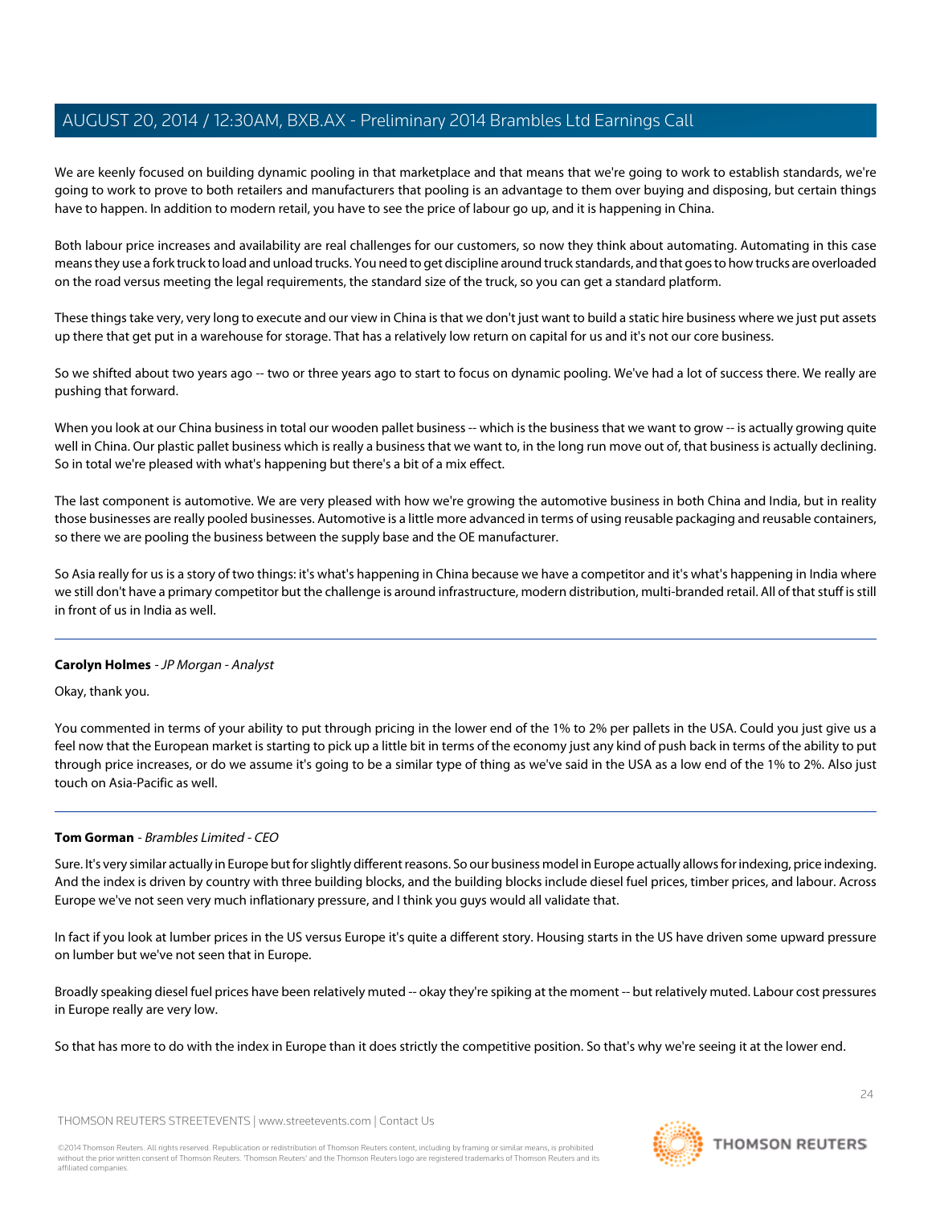We are keenly focused on building dynamic pooling in that marketplace and that means that we're going to work to establish standards, we're going to work to prove to both retailers and manufacturers that pooling is an advantage to them over buying and disposing, but certain things have to happen. In addition to modern retail, you have to see the price of labour go up, and it is happening in China.

Both labour price increases and availability are real challenges for our customers, so now they think about automating. Automating in this case means they use a fork truck to load and unload trucks. You need to get discipline around truck standards, and that goes to how trucks are overloaded on the road versus meeting the legal requirements, the standard size of the truck, so you can get a standard platform.

These things take very, very long to execute and our view in China is that we don't just want to build a static hire business where we just put assets up there that get put in a warehouse for storage. That has a relatively low return on capital for us and it's not our core business.

So we shifted about two years ago -- two or three years ago to start to focus on dynamic pooling. We've had a lot of success there. We really are pushing that forward.

When you look at our China business in total our wooden pallet business -- which is the business that we want to grow -- is actually growing quite well in China. Our plastic pallet business which is really a business that we want to, in the long run move out of, that business is actually declining. So in total we're pleased with what's happening but there's a bit of a mix effect.

The last component is automotive. We are very pleased with how we're growing the automotive business in both China and India, but in reality those businesses are really pooled businesses. Automotive is a little more advanced in terms of using reusable packaging and reusable containers, so there we are pooling the business between the supply base and the OE manufacturer.

So Asia really for us is a story of two things: it's what's happening in China because we have a competitor and it's what's happening in India where we still don't have a primary competitor but the challenge is around infrastructure, modern distribution, multi-branded retail. All of that stuff is still in front of us in India as well.

---

**Carolyn Holmes** - *JP Morgan - Analyst*

Okay, thank you.

You commented in terms of your ability to put through pricing in the lower end of the 1% to 2% per pallets in the USA. Could you just give us a feel now that the European market is starting to pick up a little bit in terms of the economy just any kind of push back in terms of the ability to put through price increases, or do we assume it's going to be a similar type of thing as we've said in the USA as a low end of the 1% to 2%. Also just touch on Asia-Pacific as well.

---

**Tom Gorman** - *Brambles Limited - CEO*

Sure. It's very similar actually in Europe but for slightly different reasons. So our business model in Europe actually allows for indexing, price indexing. And the index is driven by country with three building blocks, and the building blocks include diesel fuel prices, timber prices, and labour. Across Europe we've not seen very much inflationary pressure, and I think you guys would all validate that.

In fact if you look at lumber prices in the US versus Europe it's quite a different story. Housing starts in the US have driven some upward pressure on lumber but we've not seen that in Europe.

Broadly speaking diesel fuel prices have been relatively muted -- okay they're spiking at the moment -- but relatively muted. Labour cost pressures in Europe really are very low.

So that has more to do with the index in Europe than it does strictly the competitive position. So that's why we're seeing it at the lower end.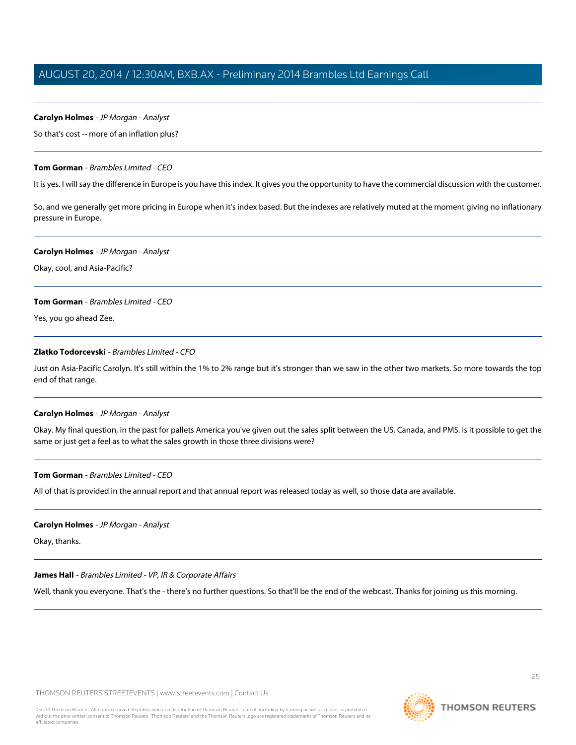**Carolyn Holmes** - *JP Morgan - Analyst*

So that's cost -- more of an inflation plus?

---

**Tom Gorman** - *Brambles Limited - CEO*

It is yes. I will say the difference in Europe is you have this index. It gives you the opportunity to have the commercial discussion with the customer.

So, and we generally get more pricing in Europe when it's index based. But the indexes are relatively muted at the moment giving no inflationary pressure in Europe.

---

**Carolyn Holmes** - *JP Morgan - Analyst*

Okay, cool, and Asia-Pacific?

---

**Tom Gorman** - *Brambles Limited - CEO*

Yes, you go ahead Zee.

---

**Zlatko Todorcevski** - *Brambles Limited - CFO*

Just on Asia-Pacific Carolyn. It's still within the 1% to 2% range but it's stronger than we saw in the other two markets. So more towards the top end of that range.

---

**Carolyn Holmes** - *JP Morgan - Analyst*

Okay. My final question, in the past for pallets America you've given out the sales split between the US, Canada, and PMS. Is it possible to get the same or just get a feel as to what the sales growth in those three divisions were?

---

**Tom Gorman** - *Brambles Limited - CEO*

All of that is provided in the annual report and that annual report was released today as well, so those data are available.

---

**Carolyn Holmes** - *JP Morgan - Analyst*

Okay, thanks.

---

**James Hall** - *Brambles Limited - VP, IR & Corporate Affairs*

Well, thank you everyone. That's the - there's no further questions. So that'll be the end of the webcast. Thanks for joining us this morning.

---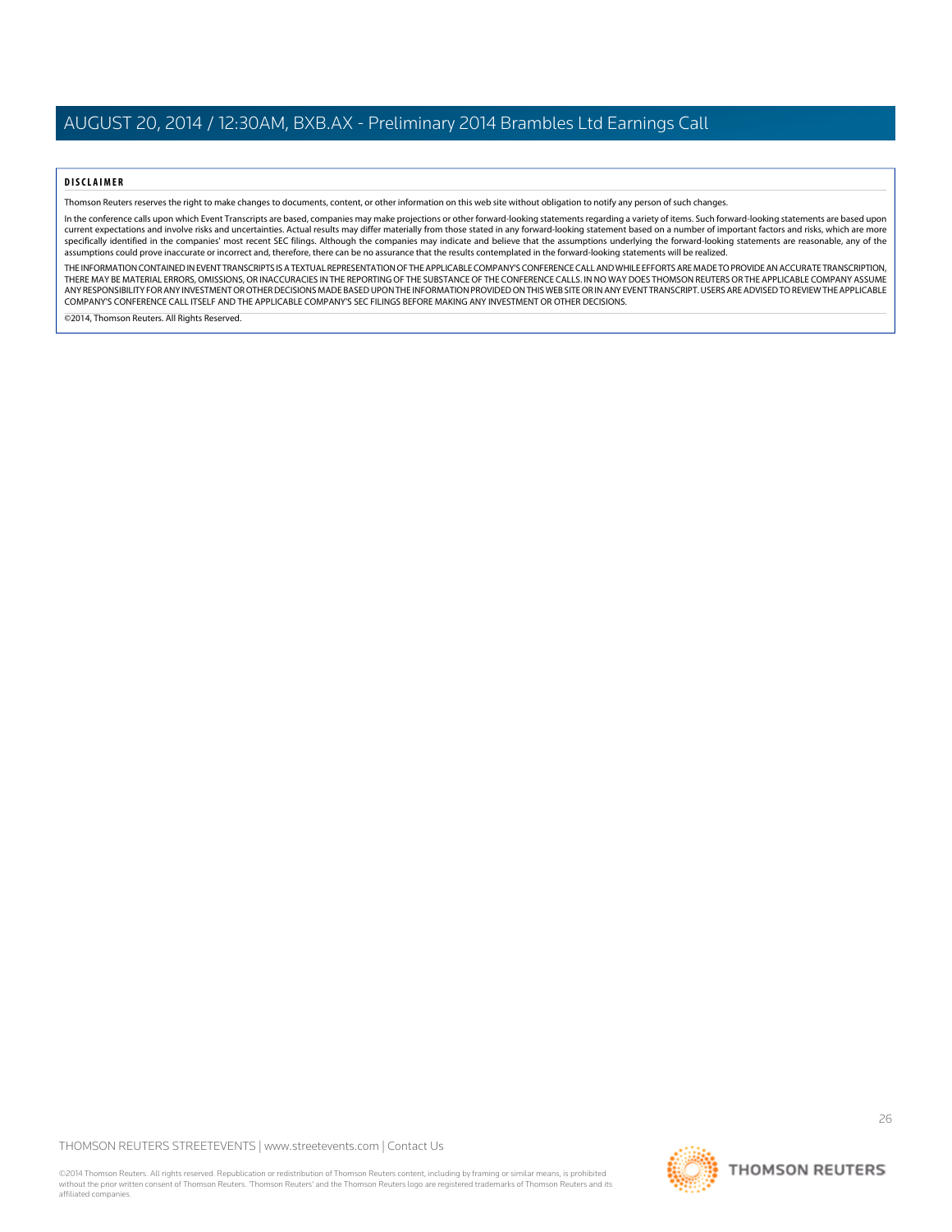**DISCLAIMER**

Thomson Reuters reserves the right to make changes to documents, content, or other information on this web site without obligation to notify any person of such changes.

In the conference calls upon which Event Transcripts are based, companies may make projections or other forward-looking statements regarding a variety of items. Such forward-looking statements are based upon current expectations and involve risks and uncertainties. Actual results may differ materially from those stated in any forward-looking statement based on a number of important factors and risks, which are more specifically identified in the companies' most recent SEC filings. Although the companies may indicate and believe that the assumptions underlying the forward-looking statements are reasonable, any of the assumptions could prove inaccurate or incorrect and, therefore, there can be no assurance that the results contemplated in the forward-looking statements will be realized.

THE INFORMATION CONTAINED IN EVENT TRANSCRIPTS IS A TEXTUAL REPRESENTATION OF THE APPLICABLE COMPANY'S CONFERENCE CALL AND WHILE EFFORTS ARE MADE TO PROVIDE AN ACCURATE TRANSCRIPTION, THERE MAY BE MATERIAL ERRORS, OMISSIONS, OR INACCURACIES IN THE REPORTING OF THE SUBSTANCE OF THE CONFERENCE CALLS. IN NO WAY DOES THOMSON REUTERS OR THE APPLICABLE COMPANY ASSUME ANY RESPONSIBILITY FOR ANY INVESTMENT OR OTHER DECISIONS MADE BASED UPON THE INFORMATION PROVIDED ON THIS WEB SITE OR IN ANY EVENT TRANSCRIPT. USERS ARE ADVISED TO REVIEW THE APPLICABLE COMPANY'S CONFERENCE CALL ITSELF AND THE APPLICABLE COMPANY'S SEC FILINGS BEFORE MAKING ANY INVESTMENT OR OTHER DECISIONS.

©2014, Thomson Reuters. All Rights Reserved.